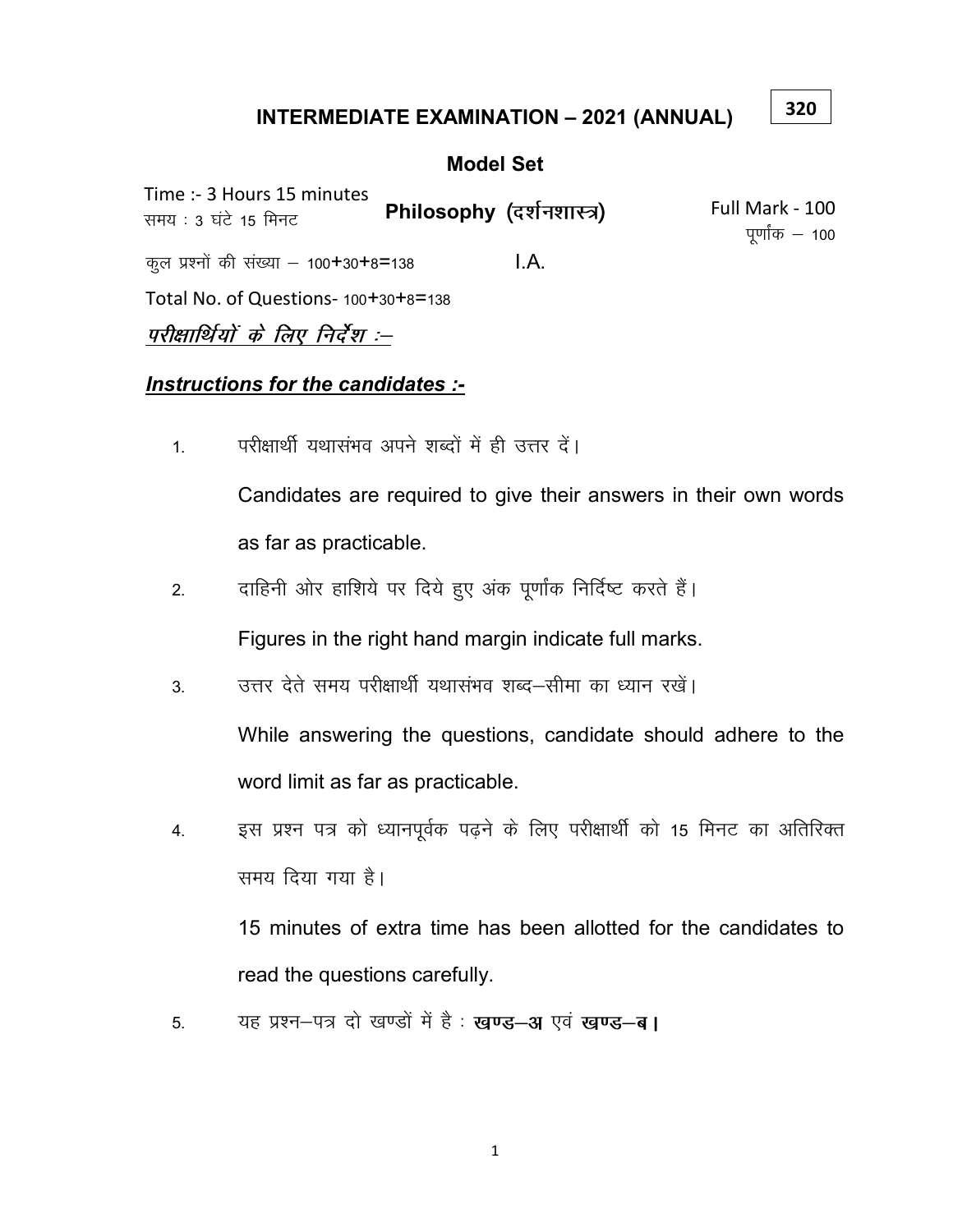320

# INTERMEDIATE EXAMINATION – 2021 (ANNUAL)

## Model Set

Time :- 3 Hours 15 minutes
समय : 3 घंटे 15 मिनट

**Philosophy (दर्शनशास्त्र)**

Full Mark - 100
पूर्णांक – 100

I.A.

कुल प्रश्नों की संख्या – 100+30+8=138

Total No. of Questions- 100+30+8=138

***परीक्षार्थियों के लिए निर्देश :–***

***Instructions for the candidates :-***

1. परीक्षार्थी यथासंभव अपने शब्दों में ही उत्तर दें।

   Candidates are required to give their answers in their own words as far as practicable.

2. दाहिनी ओर हाशिये पर दिये हुए अंक पूर्णांक निर्दिष्ट करते हैं।

   Figures in the right hand margin indicate full marks.

3. उत्तर देते समय परीक्षार्थी यथासंभव शब्द–सीमा का ध्यान रखें।

   While answering the questions, candidate should adhere to the word limit as far as practicable.

4. इस प्रश्न पत्र को ध्यानपूर्वक पढ़ने के लिए परीक्षार्थी को 15 मिनट का अतिरिक्त समय दिया गया है।

   15 minutes of extra time has been allotted for the candidates to read the questions carefully.

5. यह प्रश्न–पत्र दो खण्डों में है : **खण्ड–अ** एवं **खण्ड–ब।**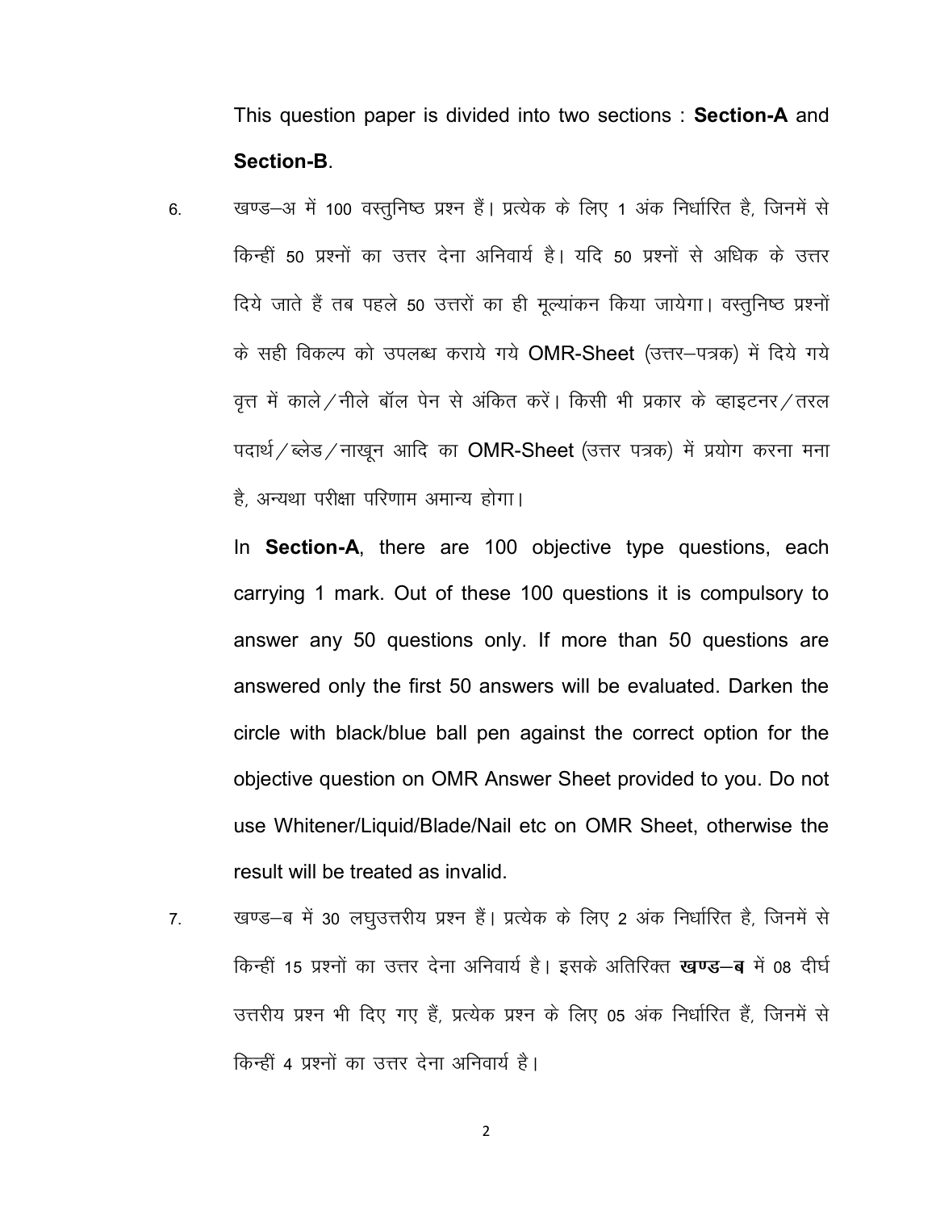This question paper is divided into two sections : **Section-A** and **Section-B**.

6. खण्ड–अ में 100 वस्तुनिष्ठ प्रश्न हैं। प्रत्येक के लिए 1 अंक निर्धारित है, जिनमें से किन्हीं 50 प्रश्नों का उत्तर देना अनिवार्य है। यदि 50 प्रश्नों से अधिक के उत्तर दिये जाते हैं तब पहले 50 उत्तरों का ही मूल्यांकन किया जायेगा। वस्तुनिष्ठ प्रश्नों के सही विकल्प को उपलब्ध कराये गये OMR-Sheet (उत्तर–पत्रक) में दिये गये वृत्त में काले / नीले बॉल पेन से अंकित करें। किसी भी प्रकार के व्हाइटनर / तरल पदार्थ / ब्लेड / नाखून आदि का OMR-Sheet (उत्तर पत्रक) में प्रयोग करना मना है, अन्यथा परीक्षा परिणाम अमान्य होगा।

   In **Section-A**, there are 100 objective type questions, each carrying 1 mark. Out of these 100 questions it is compulsory to answer any 50 questions only. If more than 50 questions are answered only the first 50 answers will be evaluated. Darken the circle with black/blue ball pen against the correct option for the objective question on OMR Answer Sheet provided to you. Do not use Whitener/Liquid/Blade/Nail etc on OMR Sheet, otherwise the result will be treated as invalid.

7. खण्ड–ब में 30 लघुउत्तरीय प्रश्न हैं। प्रत्येक के लिए 2 अंक निर्धारित है, जिनमें से किन्हीं 15 प्रश्नों का उत्तर देना अनिवार्य है। इसके अतिरिक्त **खण्ड–ब** में 08 दीर्घ उत्तरीय प्रश्न भी दिए गए हैं, प्रत्येक प्रश्न के लिए 05 अंक निर्धारित हैं, जिनमें से किन्हीं 4 प्रश्नों का उत्तर देना अनिवार्य है।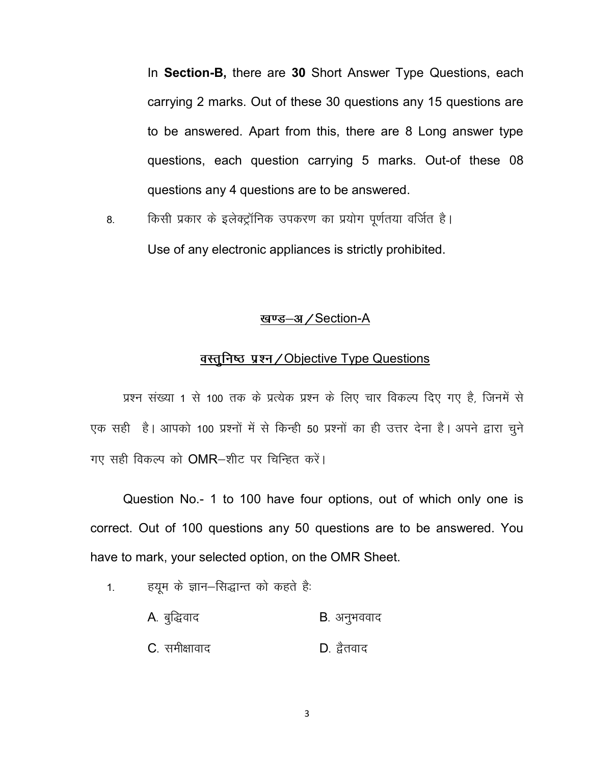In **Section-B,** there are **30** Short Answer Type Questions, each carrying 2 marks. Out of these 30 questions any 15 questions are to be answered. Apart from this, there are 8 Long answer type questions, each question carrying 5 marks. Out-of these 08 questions any 4 questions are to be answered.

8. किसी प्रकार के इलेक्ट्रॉनिक उपकरण का प्रयोग पूर्णतया वर्जित है।

   Use of any electronic appliances is strictly prohibited.

## खण्ड–अ / Section-A

### वस्तुनिष्ठ प्रश्न / Objective Type Questions

प्रश्न संख्या 1 से 100 तक के प्रत्येक प्रश्न के लिए चार विकल्प दिए गए है, जिनमें से एक सही है। आपको 100 प्रश्नों में से किन्ही 50 प्रश्नों का ही उत्तर देना है। अपने द्वारा चुने गए सही विकल्प को OMR–शीट पर चिन्हित करें।

Question No.- 1 to 100 have four options, out of which only one is correct. Out of 100 questions any 50 questions are to be answered. You have to mark, your selected option, on the OMR Sheet.

1. हयूम के ज्ञान–सिद्धान्त को कहते हैः

   A. बुद्धिवाद  
   B. अनुभववाद  
   C. समीक्षावाद  
   D. द्वैतवाद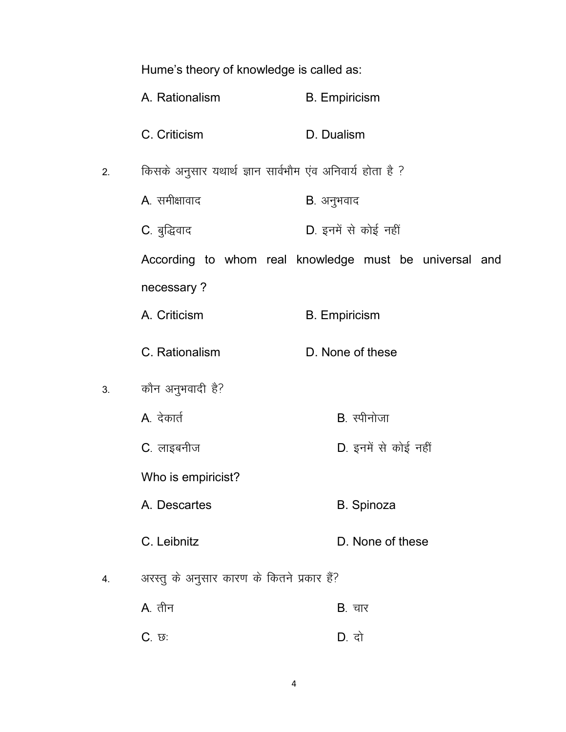Hume's theory of knowledge is called as:

A. Rationalism  B. Empiricism

C. Criticism  D. Dualism

2. किसके अनुसार यथार्थ ज्ञान सार्वभौम एंव अनिवार्य होता है ?

A. समीक्षावाद  B. अनुभववाद

C. बुद्धिवाद  D. इनमें से कोई नहीं

According to whom real knowledge must be universal and necessary ?

A. Criticism  B. Empiricism

C. Rationalism  D. None of these

3. कौन अनुभववादी है?

A. देकार्त  B. स्पीनोजा

C. लाइबनीज  D. इनमें से कोई नहीं

Who is empiricist?

A. Descartes  B. Spinoza

C. Leibnitz  D. None of these

4. अरस्तु के अनुसार कारण के कितने प्रकार हैं?

A. तीन  B. चार

C. छः  D. दो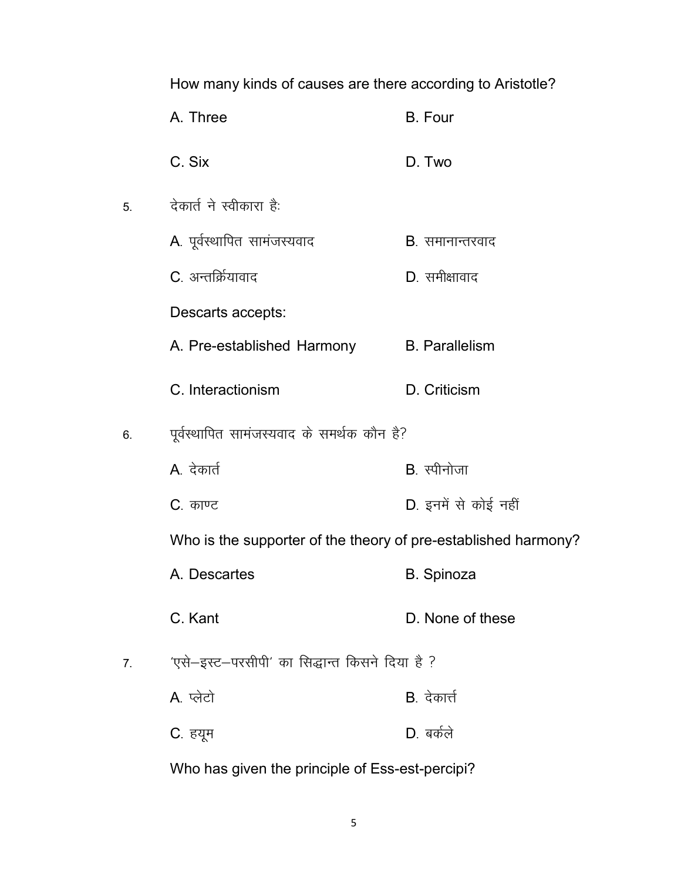How many kinds of causes are there according to Aristotle?

A. Three B. Four

C. Six D. Two

5. देकार्त ने स्वीकारा हैः

A. पूर्वस्थापित सामंजस्यवाद B. समानान्तरवाद

C. अन्तर्क्रियावाद D. समीक्षावाद

Descarts accepts:

A. Pre-established Harmony B. Parallelism

C. Interactionism D. Criticism

6. पूर्वस्थापित सामंजस्यवाद के समर्थक कौन है?

A. देकार्त B. स्पीनोजा

C. काण्ट D. इनमें से कोई नहीं

Who is the supporter of the theory of pre-established harmony?

A. Descartes B. Spinoza

C. Kant D. None of these

7. 'एसे–इस्ट–परसीपी' का सिद्धान्त किसने दिया है ?

A. प्लेटो B. देकार्त्त

C. हयूम D. बर्कले

Who has given the principle of Ess-est-percipi?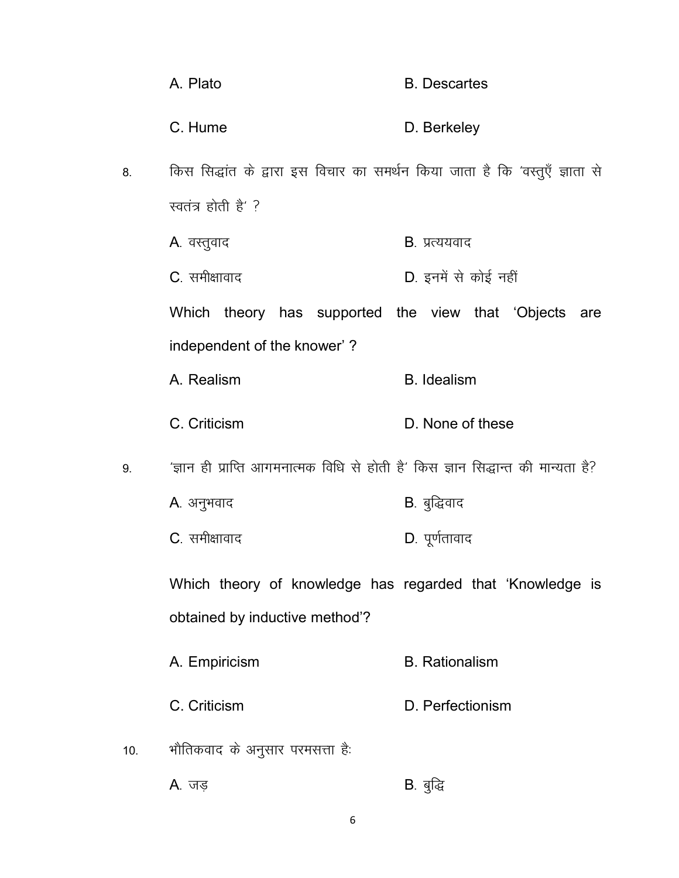A. Plato B. Descartes

C. Hume D. Berkeley

8. किस सिद्धांत के द्वारा इस विचार का समर्थन किया जाता है कि 'वस्तुएँ ज्ञाता से स्वतंत्र होती है' ?

A. वस्तुवाद B. प्रत्ययवाद

C. समीक्षावाद D. इनमें से कोई नहीं

Which theory has supported the view that 'Objects are independent of the knower' ?

A. Realism B. Idealism

C. Criticism D. None of these

9. 'ज्ञान ही प्राप्ति आगमनात्मक विधि से होती है' किस ज्ञान सिद्धान्त की मान्यता है?

A. अनुभववाद B. बुद्धिवाद

C. समीक्षावाद D. पूर्णतावाद

Which theory of knowledge has regarded that 'Knowledge is obtained by inductive method'?

A. Empiricism B. Rationalism

C. Criticism D. Perfectionism

10. भौतिकवाद के अनुसार परमसत्ता हैः

A. जड़ B. बुद्धि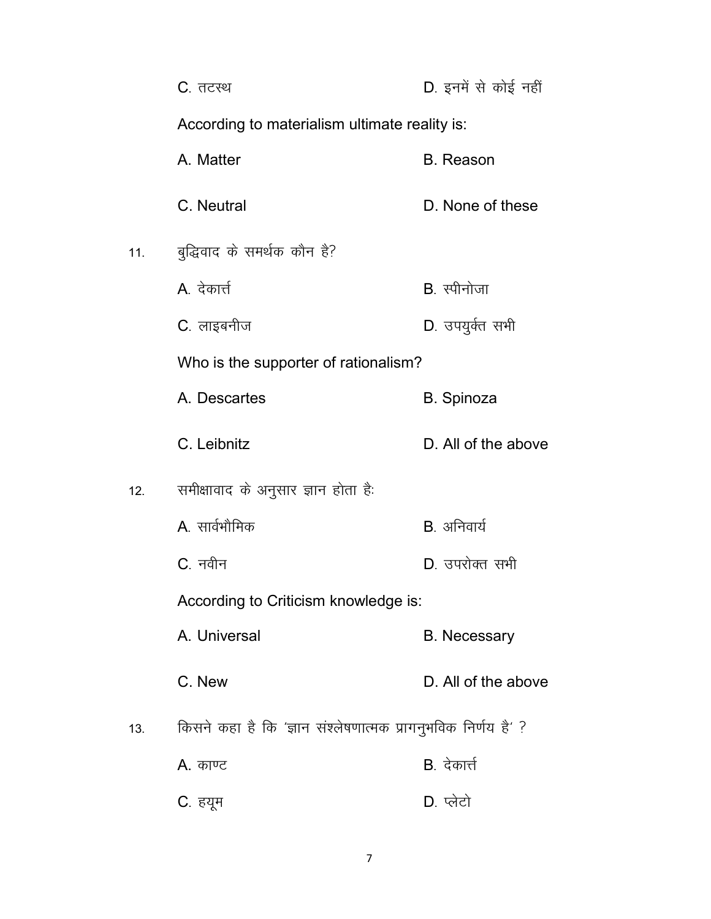C. तटस्थ D. इनमें से कोई नहीं

According to materialism ultimate reality is:

A. Matter B. Reason

C. Neutral D. None of these

11. बुद्धिवाद के समर्थक कौन है?

A. देकार्त्त B. स्पीनोजा

C. लाइबनीज D. उपयुर्क्त सभी

Who is the supporter of rationalism?

A. Descartes B. Spinoza

C. Leibnitz D. All of the above

12. समीक्षावाद के अनुसार ज्ञान होता हैः

A. सार्वभौमिक B. अनिवार्य

C. नवीन D. उपरोक्त सभी

According to Criticism knowledge is:

A. Universal B. Necessary

C. New D. All of the above

13. किसने कहा है कि 'ज्ञान संश्लेषणात्मक प्रागनुभविक निर्णय है' ?

A. काण्ट B. देकार्त्त

C. हयूम D. प्लेटो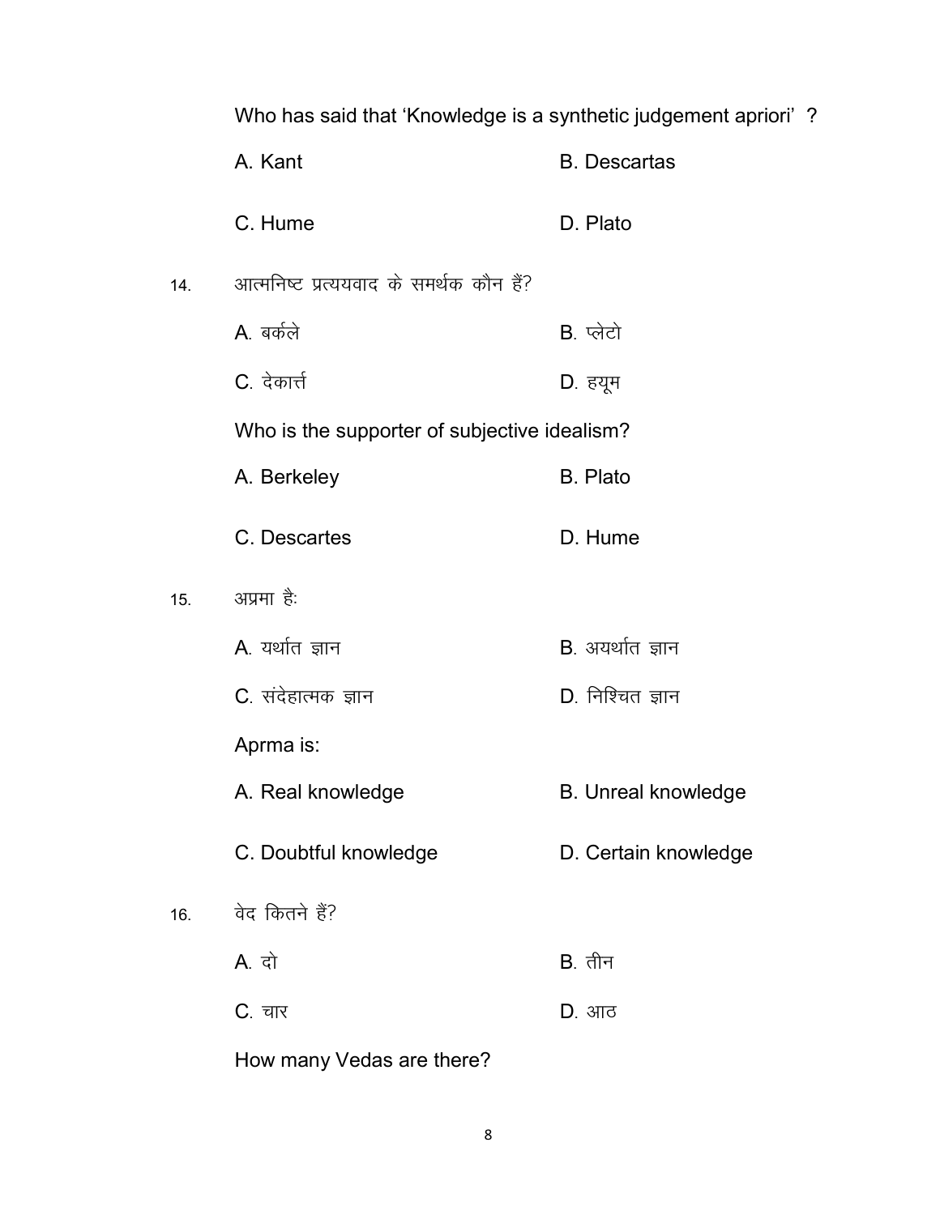Who has said that 'Knowledge is a synthetic judgement apriori' ?

A. Kant B. Descartas

C. Hume D. Plato

14. आत्मनिष्ट प्रत्ययवाद के समर्थक कौन हैं?

A. बर्कले B. प्लेटो

C. देकार्त्त D. हयूम

Who is the supporter of subjective idealism?

A. Berkeley B. Plato

C. Descartes D. Hume

15. अप्रमा हैः

A. यर्थात ज्ञान B. अयर्थात ज्ञान

C. संदेहात्मक ज्ञान D. निश्चित ज्ञान

Aprma is:

A. Real knowledge B. Unreal knowledge

C. Doubtful knowledge D. Certain knowledge

16. वेद कितने हैं?

A. दो B. तीन

C. चार D. आठ

How many Vedas are there?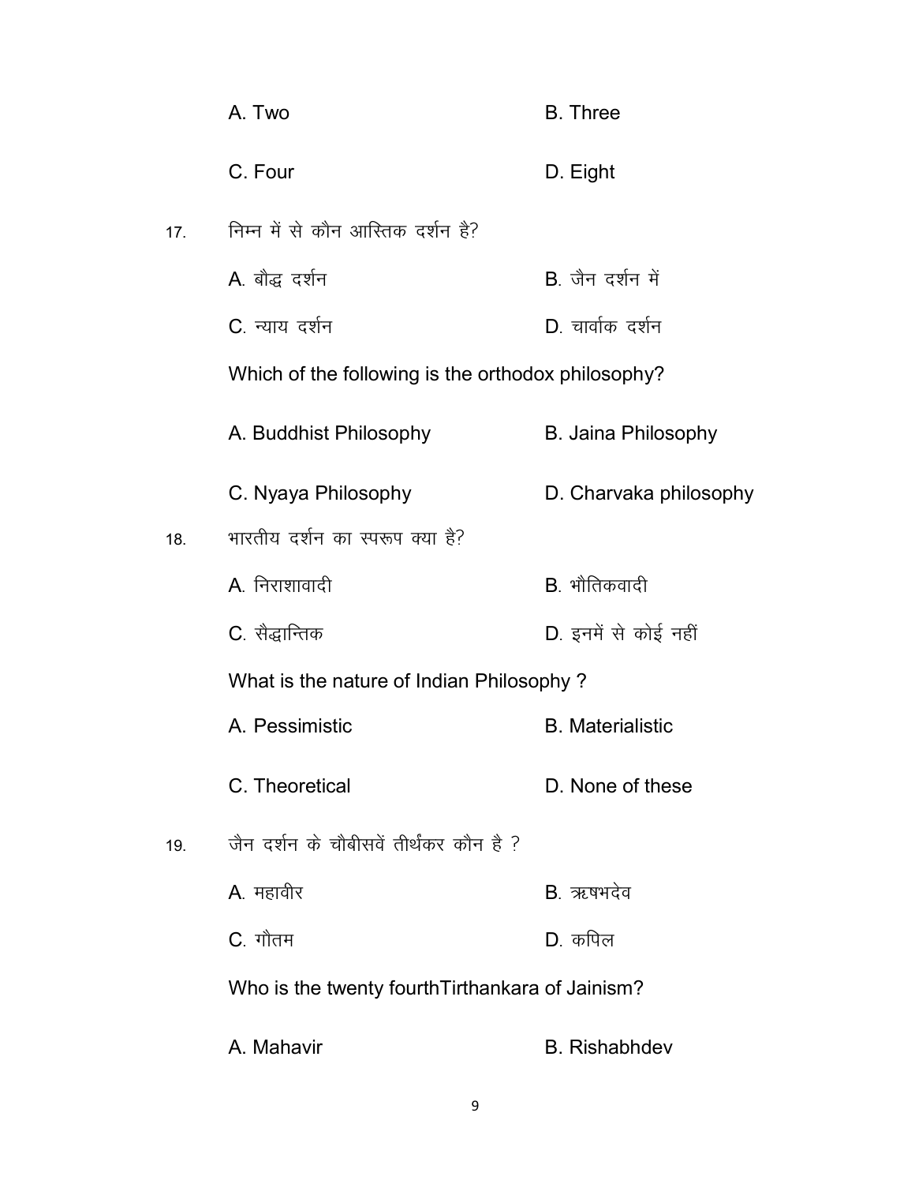A. Two　　　　B. Three

C. Four　　　　D. Eight

17. निम्न में से कौन आस्तिक दर्शन है?

A. बौद्ध दर्शन　　　　B. जैन दर्शन में

C. न्याय दर्शन　　　　D. चार्वाक दर्शन

Which of the following is the orthodox philosophy?

A. Buddhist Philosophy　　　　B. Jaina Philosophy

C. Nyaya Philosophy　　　　D. Charvaka philosophy

18. भारतीय दर्शन का स्परूप क्या है?

A. निराशावादी　　　　B. भौतिकवादी

C. सैद्धान्तिक　　　　D. इनमें से कोई नहीं

What is the nature of Indian Philosophy ?

A. Pessimistic　　　　B. Materialistic

C. Theoretical　　　　D. None of these

19. जैन दर्शन के चौबीसवें तीर्थंकर कौन है ?

A. महावीर　　　　B. ऋषभदेव

C. गौतम　　　　D. कपिल

Who is the twenty fourthTirthankara of Jainism?

A. Mahavir　　　　B. Rishabhdev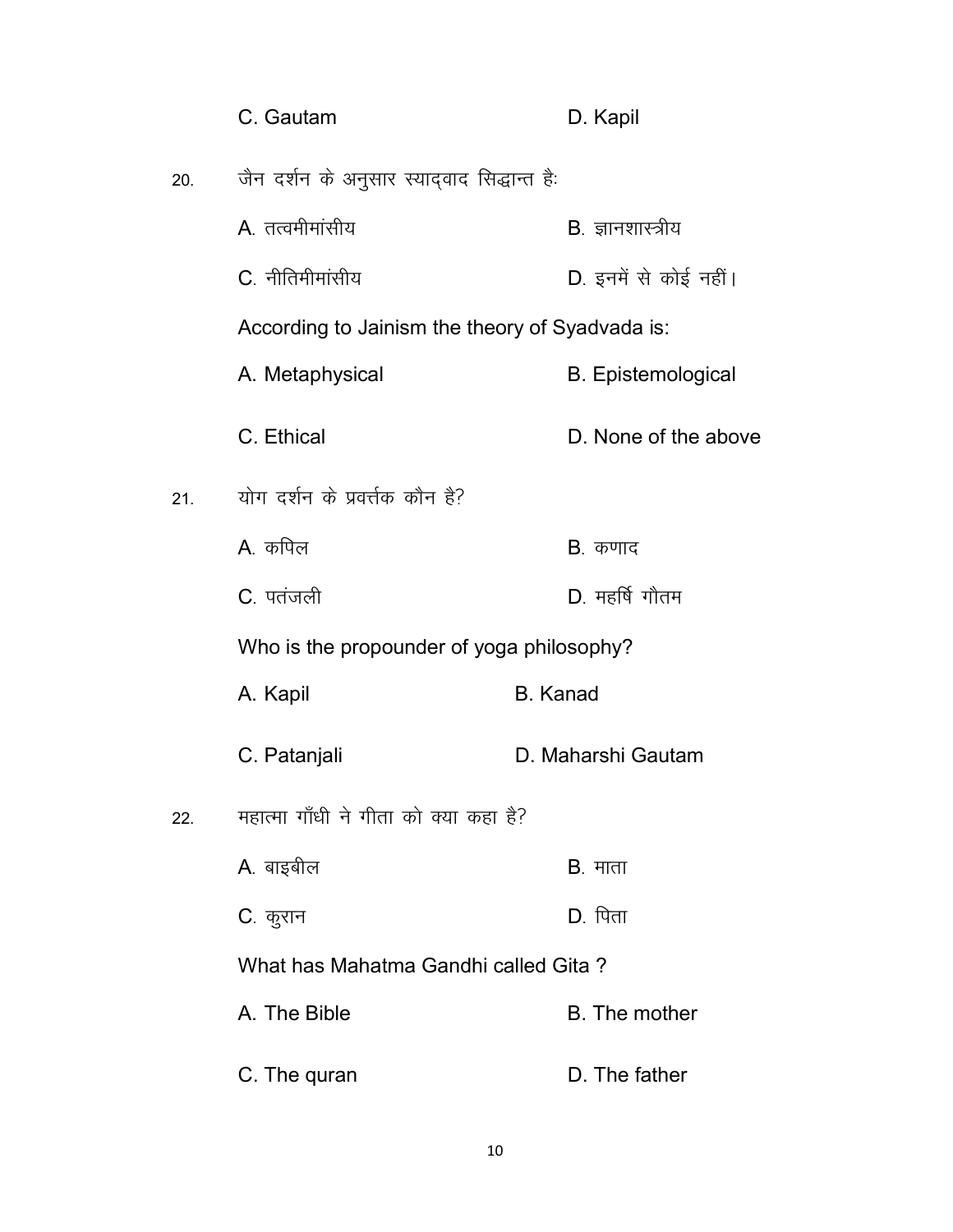C. Gautam D. Kapil

20. जैन दर्शन के अनुसार स्याद्वाद सिद्धान्त हैः

A. तत्वमीमांसीय B. ज्ञानशास्त्रीय

C. नीतिमीमांसीय D. इनमें से कोई नहीं।

According to Jainism the theory of Syadvada is:

A. Metaphysical B. Epistemological

C. Ethical D. None of the above

21. योग दर्शन के प्रवर्त्तक कौन है?

A. कपिल B. कणाद

C. पतंजली D. महर्षि गौतम

Who is the propounder of yoga philosophy?

A. Kapil B. Kanad

C. Patanjali D. Maharshi Gautam

22. महात्मा गाँधी ने गीता को क्या कहा है?

A. बाइबील B. माता

C. कुरान D. पिता

What has Mahatma Gandhi called Gita ?

A. The Bible B. The mother

C. The quran D. The father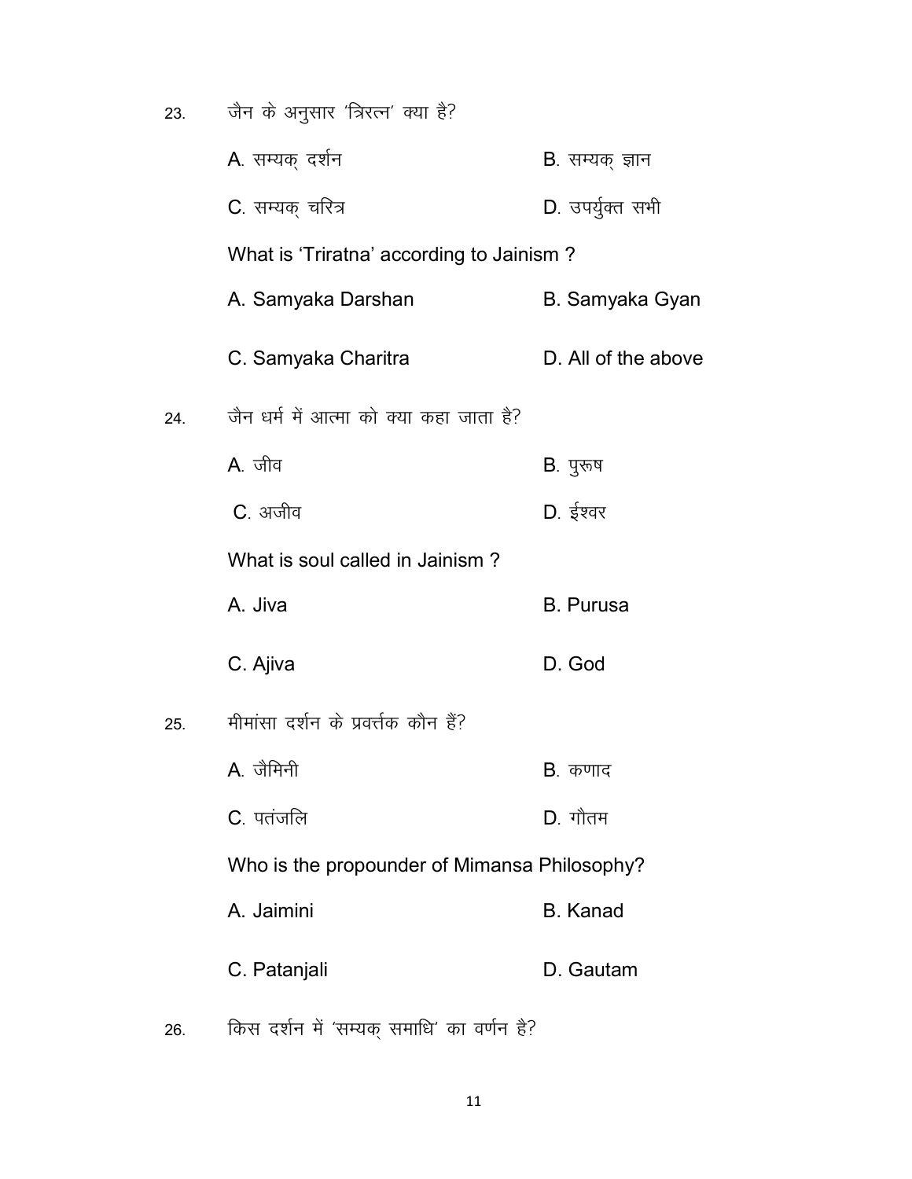23. जैन के अनुसार 'त्रिरत्न' क्या है?

A. सम्यक् दर्शन B. सम्यक् ज्ञान

C. सम्यक् चरित्र D. उपर्युक्त सभी

What is 'Triratna' according to Jainism ?

A. Samyaka Darshan B. Samyaka Gyan

C. Samyaka Charitra D. All of the above

24. जैन धर्म में आत्मा को क्या कहा जाता है?

A. जीव B. पुरूष

C. अजीव D. ईश्वर

What is soul called in Jainism ?

A. Jiva B. Purusa

C. Ajiva D. God

25. मीमांसा दर्शन के प्रवर्त्तक कौन हैं?

A. जैमिनी B. कणाद

C. पतंजलि D. गौतम

Who is the propounder of Mimansa Philosophy?

A. Jaimini B. Kanad

C. Patanjali D. Gautam

26. किस दर्शन में 'सम्यक् समाधि' का वर्णन है?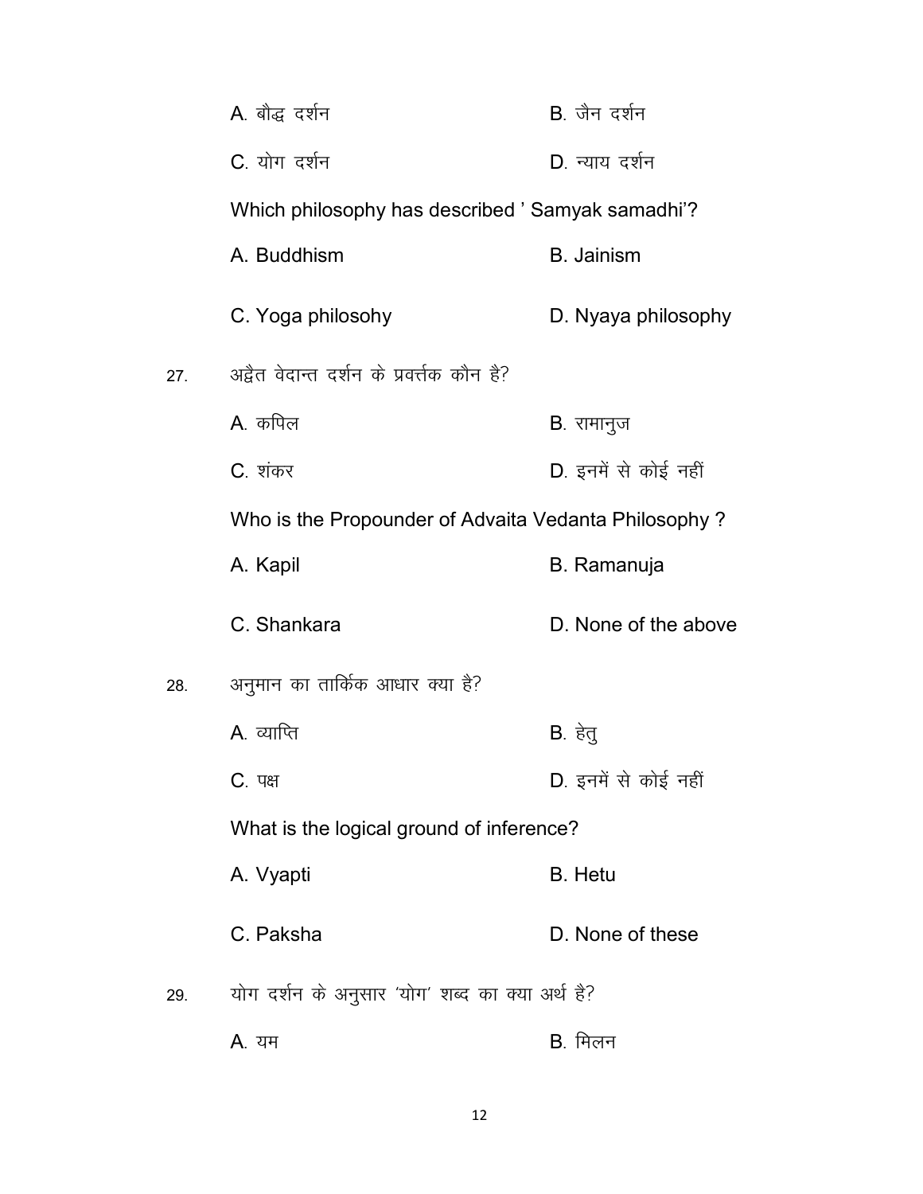A. बौद्ध दर्शन　　　　B. जैन दर्शन

C. योग दर्शन　　　　D. न्याय दर्शन

Which philosophy has described ' Samyak samadhi'?

A. Buddhism　　　　B. Jainism

C. Yoga philosohy　　　　D. Nyaya philosophy

27. अद्वैत वेदान्त दर्शन के प्रवर्त्तक कौन है?

A. कपिल　　　　B. रामानुज

C. शंकर　　　　D. इनमें से कोई नहीं

Who is the Propounder of Advaita Vedanta Philosophy ?

A. Kapil　　　　B. Ramanuja

C. Shankara　　　　D. None of the above

28. अनुमान का तार्किक आधार क्या है?

A. व्याप्ति　　　　B. हेतु

C. पक्ष　　　　D. इनमें से कोई नहीं

What is the logical ground of inference?

A. Vyapti　　　　B. Hetu

C. Paksha　　　　D. None of these

29. योग दर्शन के अनुसार 'योग' शब्द का क्या अर्थ है?

A. यम　　　　B. मिलन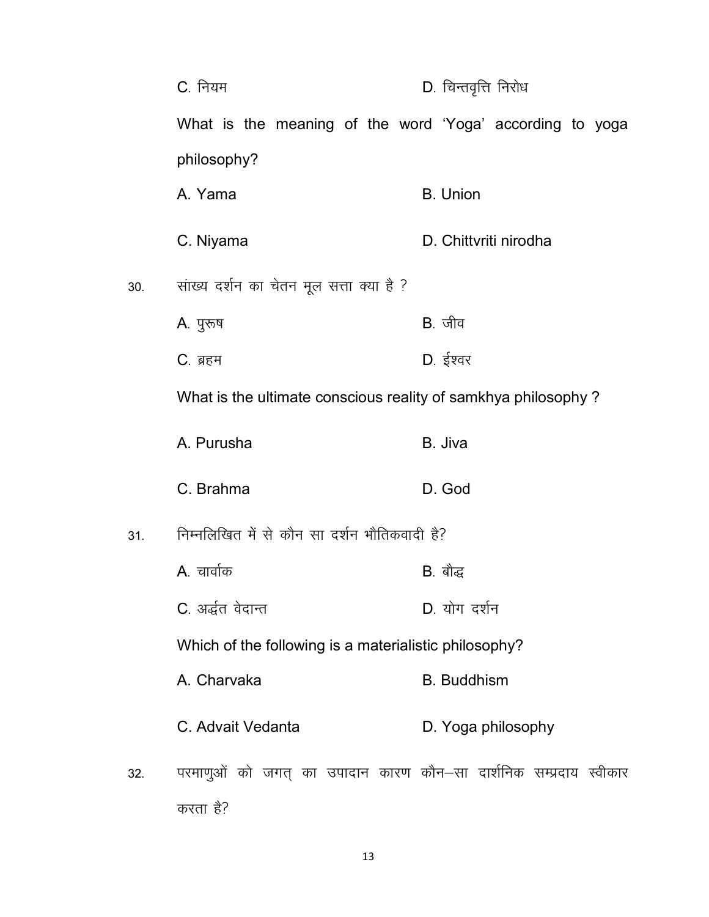C. नियम D. चिन्तवृत्ति निरोध

What is the meaning of the word 'Yoga' according to yoga philosophy?

A. Yama B. Union

C. Niyama D. Chittvriti nirodha

30. सांख्य दर्शन का चेतन मूल सत्ता क्या है ?

A. पुरूष B. जीव

C. ब्रहम D. ईश्वर

What is the ultimate conscious reality of samkhya philosophy ?

A. Purusha B. Jiva

C. Brahma D. God

31. निम्नलिखित में से कौन सा दर्शन भौतिकवादी है?

A. चार्वाक B. बौद्ध

C. अर्द्धत वेदान्त D. योग दर्शन

Which of the following is a materialistic philosophy?

A. Charvaka B. Buddhism

C. Advait Vedanta D. Yoga philosophy

32. परमाणुओं को जगत् का उपादान कारण कौन–सा दार्शनिक सम्प्रदाय स्वीकार करता है?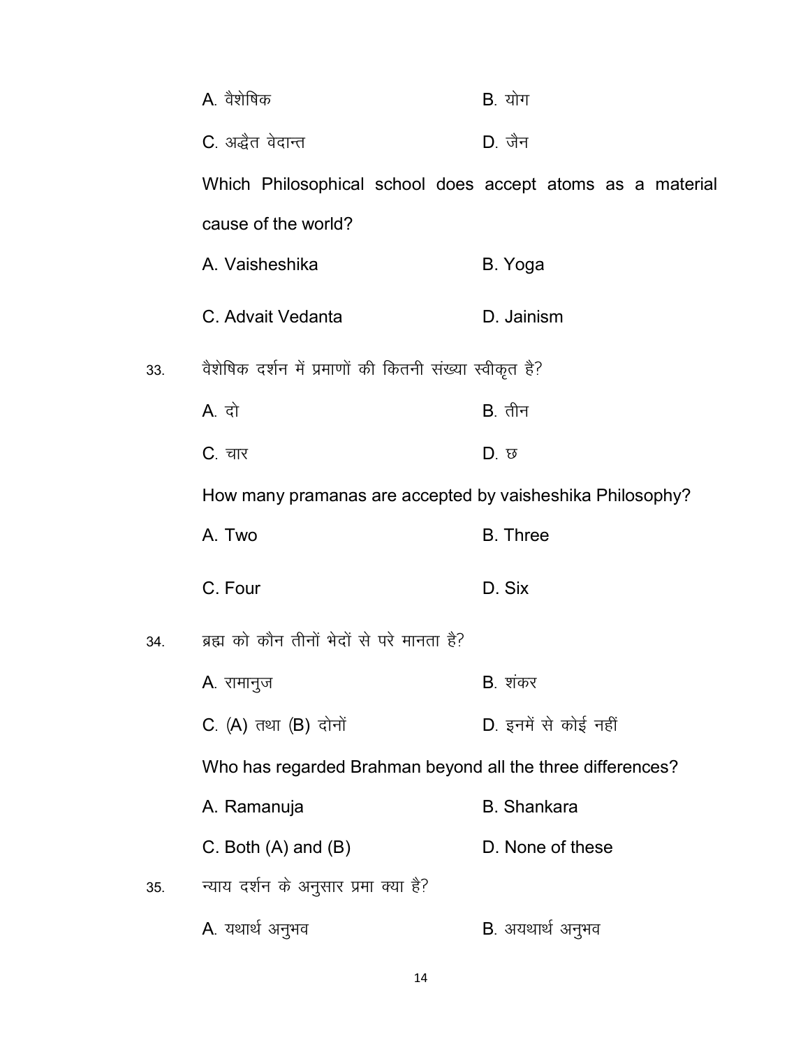A. वैशेषिक　　　　　　　　B. योग

C. अद्वैत वेदान्त　　　　　　D. जैन

Which Philosophical school does accept atoms as a material cause of the world?

A. Vaisheshika　　　　　　B. Yoga

C. Advait Vedanta　　　　　D. Jainism

33. वैशेषिक दर्शन में प्रमाणों की कितनी संख्या स्वीकृत है?

A. दो　　　　　　　　B. तीन

C. चार　　　　　　　　D. छ

How many pramanas are accepted by vaisheshika Philosophy?

A. Two　　　　　　　　B. Three

C. Four　　　　　　　　D. Six

34. ब्रह्म को कौन तीनों भेदों से परे मानता है?

A. रामानुज　　　　　　B. शंकर

C. (A) तथा (B) दोनों　　　D. इनमें से कोई नहीं

Who has regarded Brahman beyond all the three differences?

A. Ramanuja　　　　　　B. Shankara

C. Both (A) and (B)　　　D. None of these

35. न्याय दर्शन के अनुसार प्रमा क्या है?

A. यथार्थ अनुभव　　　　B. अयथार्थ अनुभव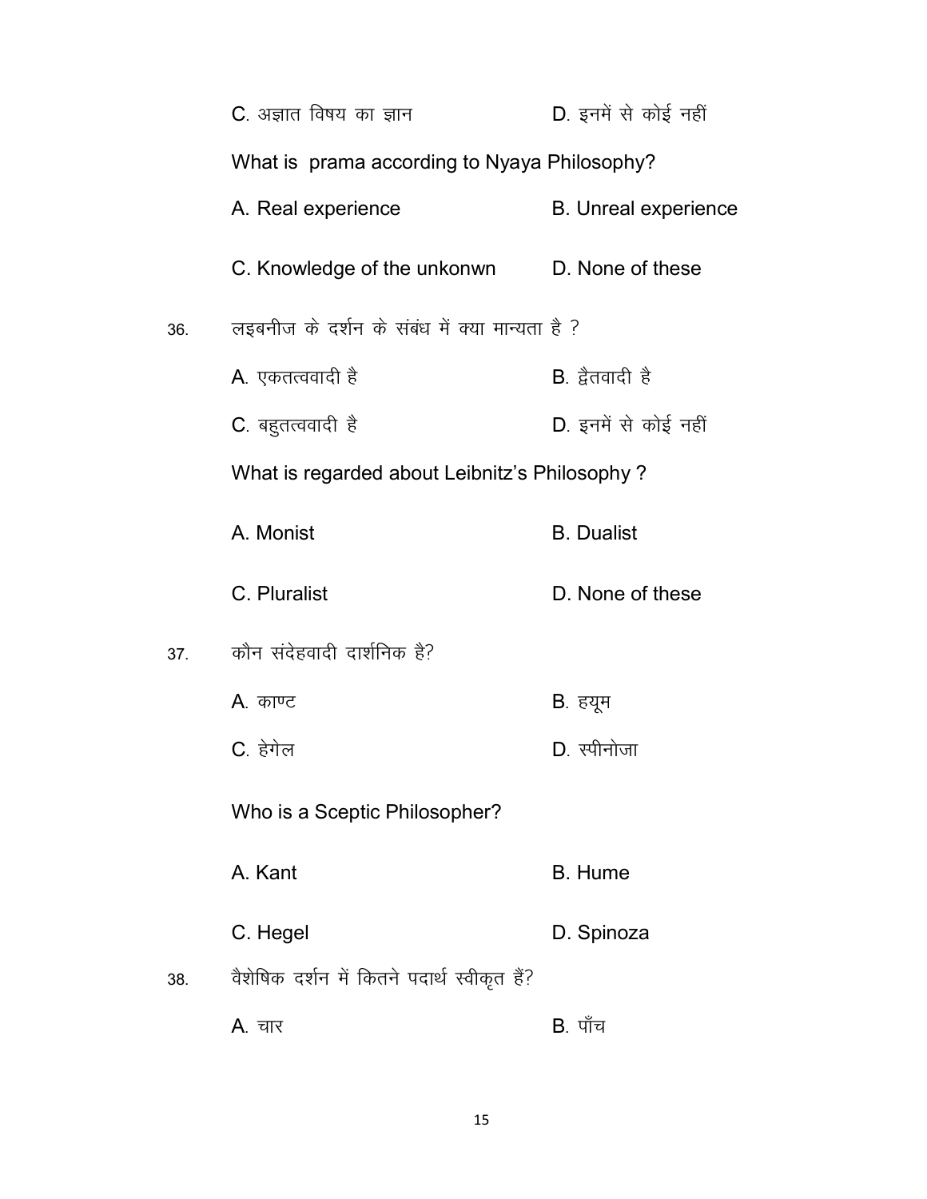C. अज्ञात विषय का ज्ञान D. इनमें से कोई नहीं

What is prama according to Nyaya Philosophy?

A. Real experience B. Unreal experience

C. Knowledge of the unkonwn D. None of these

36. लइबनीज के दर्शन के संबंध में क्या मान्यता है ?

A. एकतत्ववादी है B. द्वैतवादी है

C. बहुतत्ववादी है D. इनमें से कोई नहीं

What is regarded about Leibnitz's Philosophy ?

A. Monist B. Dualist

C. Pluralist D. None of these

37. कौन संदेहवादी दार्शनिक है?

A. काण्ट B. हयूम

C. हेगेल D. स्पीनोजा

Who is a Sceptic Philosopher?

A. Kant B. Hume

C. Hegel D. Spinoza

38. वैशेषिक दर्शन में कितने पदार्थ स्वीकृत हैं?

A. चार B. पाँच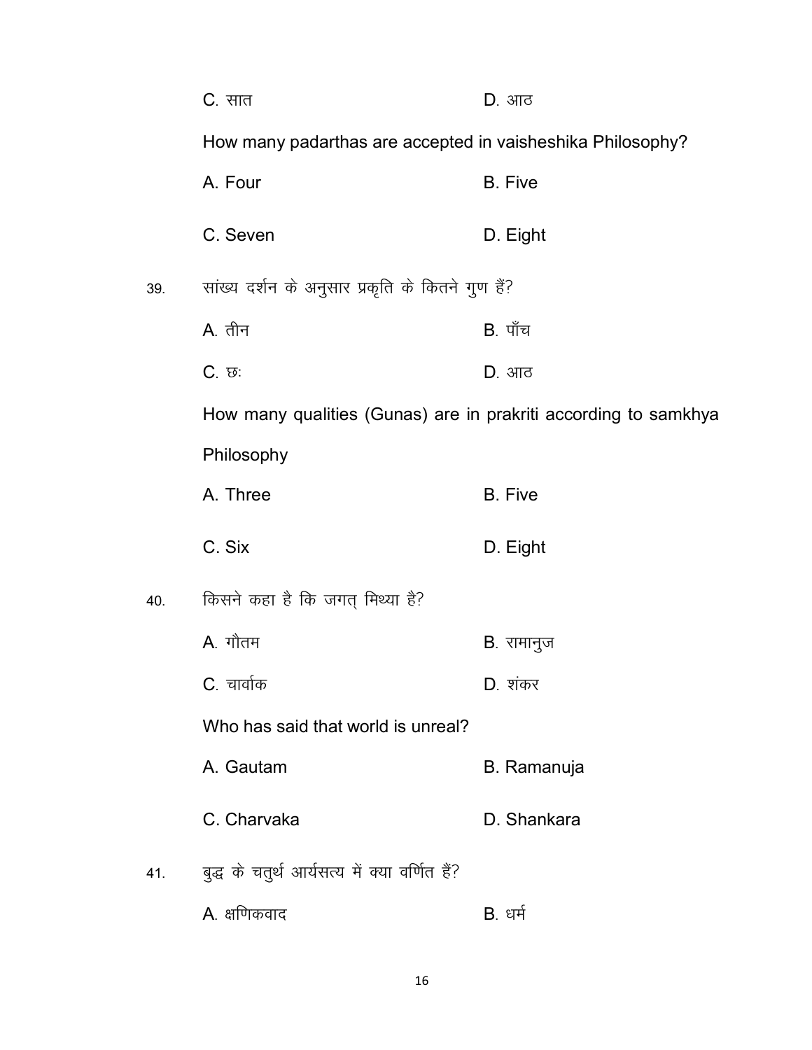C. सात                D. आठ

How many padarthas are accepted in vaisheshika Philosophy?

A. Four                B. Five

C. Seven                D. Eight

39. सांख्य दर्शन के अनुसार प्रकृति के कितने गुण हैं?

A. तीन                B. पाँच

C. छः                D. आठ

How many qualities (Gunas) are in prakriti according to samkhya Philosophy

A. Three                B. Five

C. Six                D. Eight

40. किसने कहा है कि जगत् मिथ्या है?

A. गौतम                B. रामानुज

C. चार्वाक                D. शंकर

Who has said that world is unreal?

A. Gautam                B. Ramanuja

C. Charvaka                D. Shankara

41. बुद्ध के चतुर्थ आर्यसत्य में क्या वर्णित हैं?

A. क्षणिकवाद                B. धर्म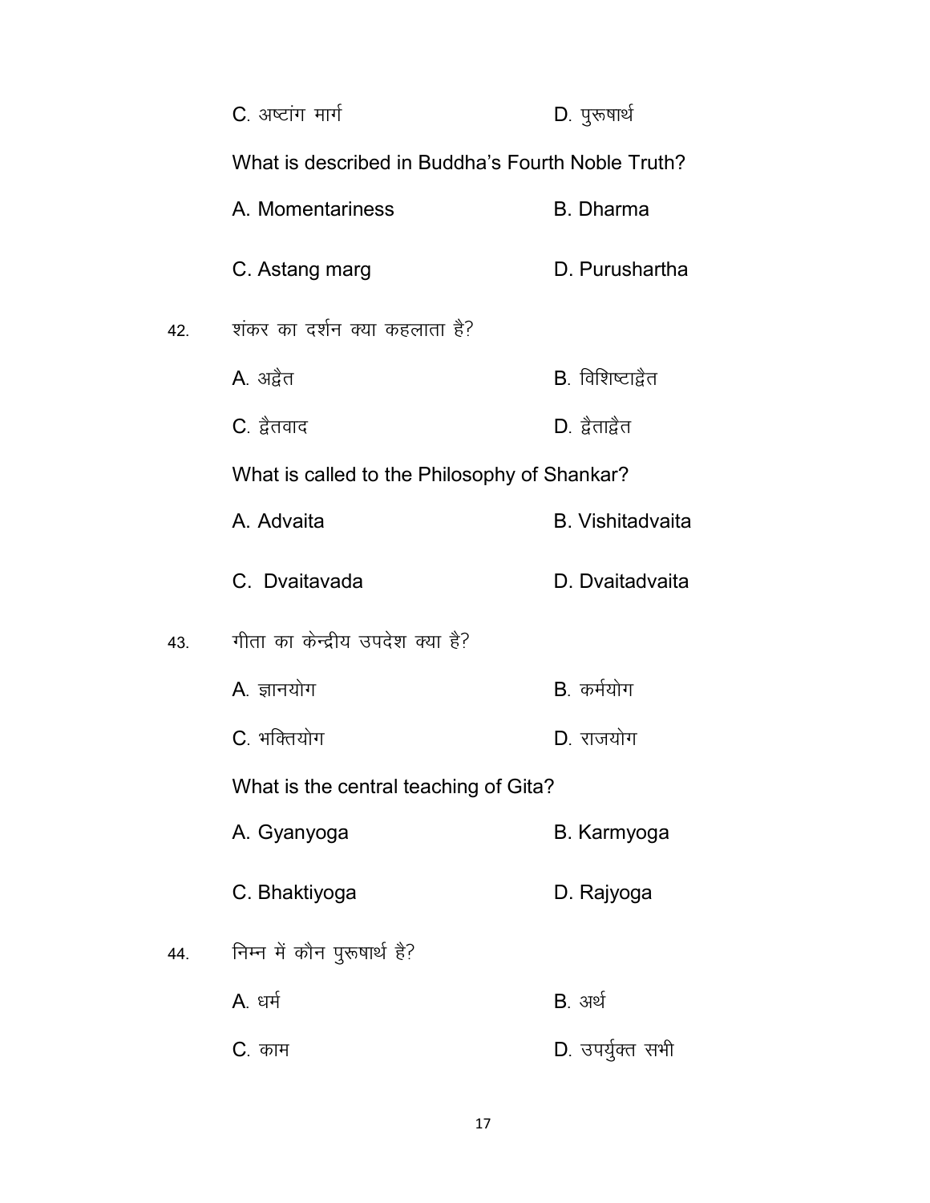C. अष्टांग मार्ग D. पुरूषार्थ

What is described in Buddha's Fourth Noble Truth?

A. Momentariness B. Dharma

C. Astang marg D. Purushartha

42. शंकर का दर्शन क्या कहलाता है?

A. अद्वैत B. विशिष्टाद्वैत

C. द्वैतवाद D. द्वैताद्वैत

What is called to the Philosophy of Shankar?

A. Advaita B. Vishitadvaita

C. Dvaitavada D. Dvaitadvaita

43. गीता का केन्द्रीय उपदेश क्या है?

A. ज्ञानयोग B. कर्मयोग

C. भक्तियोग D. राजयोग

What is the central teaching of Gita?

A. Gyanyoga B. Karmyoga

C. Bhaktiyoga D. Rajyoga

44. निम्न में कौन पुरूषार्थ है?

A. धर्म B. अर्थ

C. काम D. उपर्युक्त सभी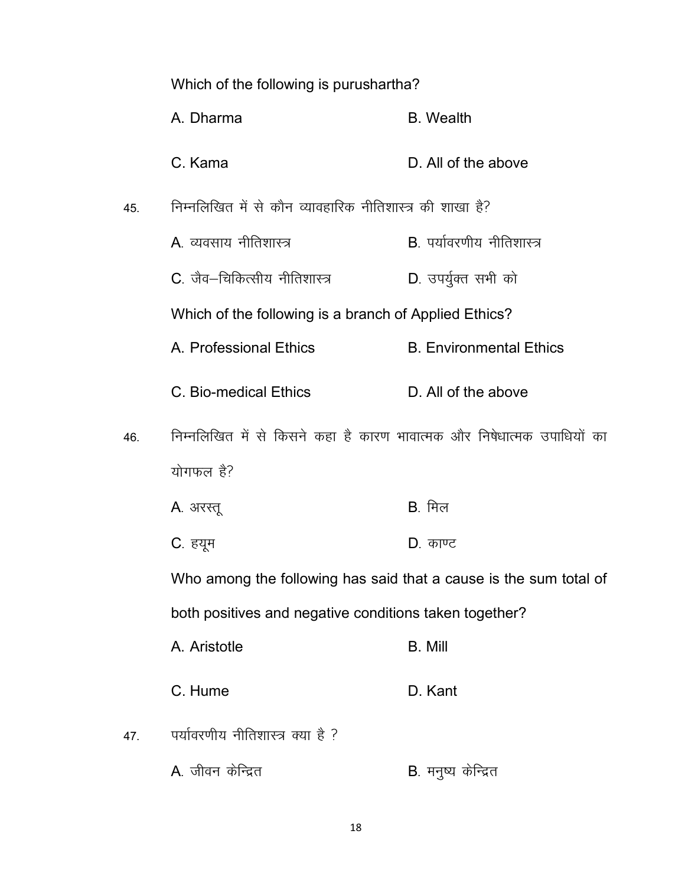Which of the following is purushartha?

A. Dharma B. Wealth

C. Kama D. All of the above

45. निम्नलिखित में से कौन व्यावहारिक नीतिशास्त्र की शाखा है?

A. व्यवसाय नीतिशास्त्र B. पर्यावरणीय नीतिशास्त्र

C. जैव–चिकित्सीय नीतिशास्त्र D. उपर्युक्त सभी को

Which of the following is a branch of Applied Ethics?

A. Professional Ethics B. Environmental Ethics

C. Bio-medical Ethics D. All of the above

46. निम्नलिखित में से किसने कहा है कारण भावात्मक और निषेधात्मक उपाधियों का योगफल है?

A. अरस्तू B. मिल

C. हयूम D. काण्ट

Who among the following has said that a cause is the sum total of both positives and negative conditions taken together?

A. Aristotle B. Mill

C. Hume D. Kant

47. पर्यावरणीय नीतिशास्त्र क्या है ?

A. जीवन केन्द्रित B. मनुष्य केन्द्रित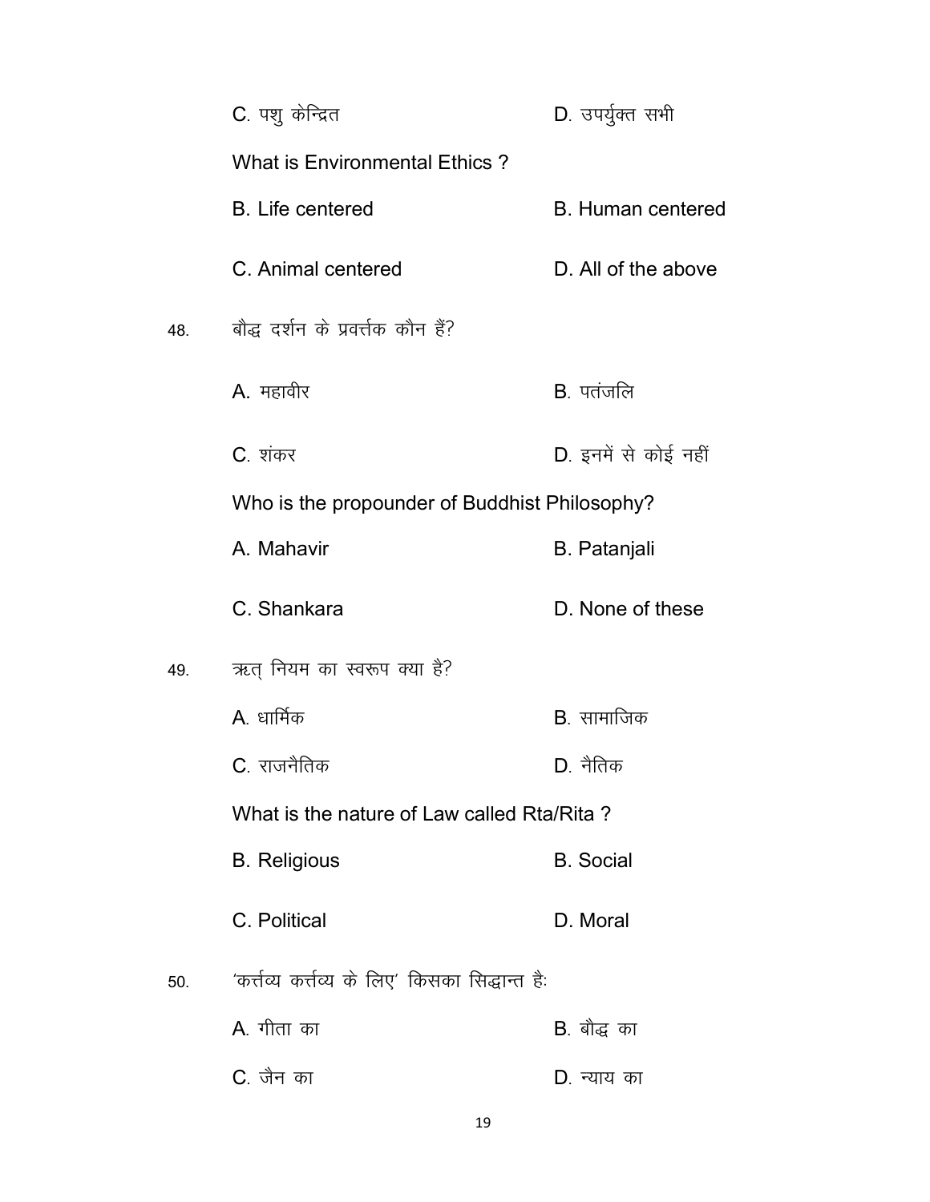C. पशु केन्द्रित D. उपर्युक्त सभी

What is Environmental Ethics ?

B. Life centered B. Human centered

C. Animal centered D. All of the above

48. बौद्ध दर्शन के प्रवर्त्तक कौन हैं?

A. महावीर B. पतंजलि

C. शंकर D. इनमें से कोई नहीं

Who is the propounder of Buddhist Philosophy?

A. Mahavir B. Patanjali

C. Shankara D. None of these

49. ऋत् नियम का स्वरूप क्या है?

A. धार्मिक B. सामाजिक

C. राजनैतिक D. नैतिक

What is the nature of Law called Rta/Rita ?

B. Religious B. Social

C. Political D. Moral

50. 'कर्त्तव्य कर्त्तव्य के लिए' किसका सिद्धान्त हैः

A. गीता का B. बौद्ध का

C. जैन का D. न्याय का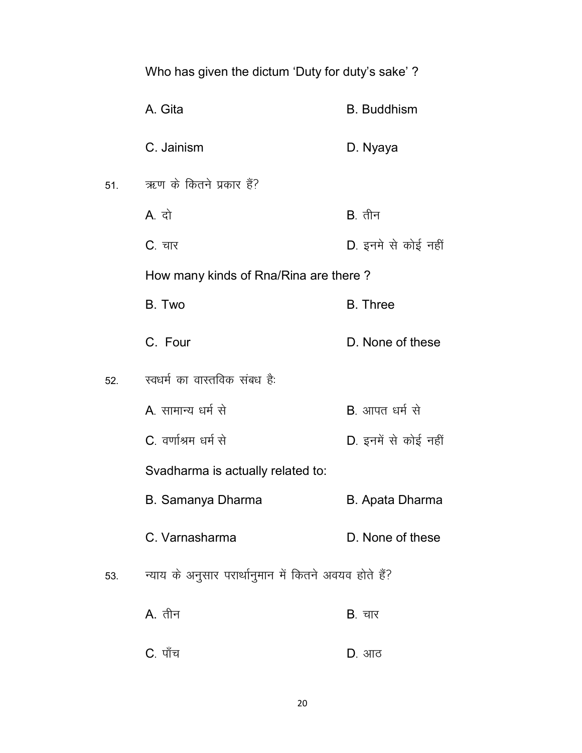Who has given the dictum 'Duty for duty's sake' ?

A. Gita B. Buddhism

C. Jainism D. Nyaya

51. ऋण के कितने प्रकार हैं?

A. दो B. तीन

C. चार D. इनमे से कोई नहीं

How many kinds of Rna/Rina are there ?

B. Two B. Three

C. Four D. None of these

52. स्वधर्म का वास्तविक संबध हैः

A. सामान्य धर्म से B. आपत धर्म से

C. वर्णाश्रम धर्म से D. इनमें से कोई नहीं

Svadharma is actually related to:

B. Samanya Dharma B. Apata Dharma

C. Varnasharma D. None of these

53. न्याय के अनुसार परार्थानुमान में कितने अवयव होते हैं?

A. तीन B. चार

C. पाँच D. आठ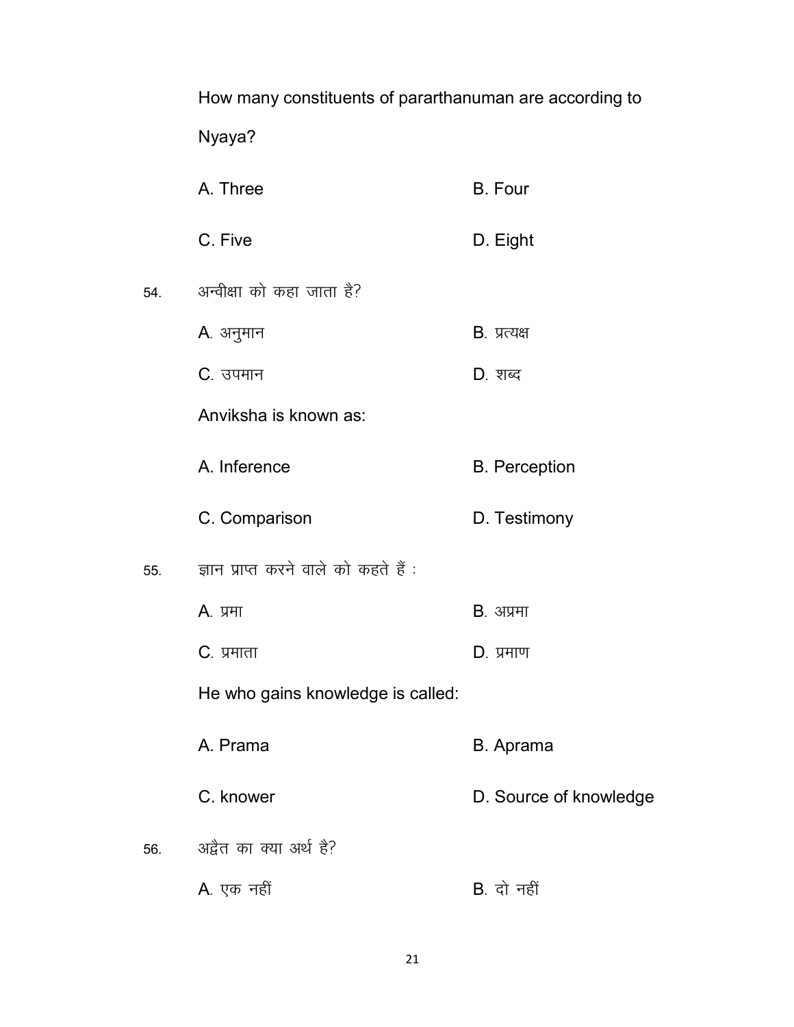How many constituents of pararthanuman are according to Nyaya?

A. Three B. Four

C. Five D. Eight

54. अन्वीक्षा को कहा जाता है?

A. अनुमान B. प्रत्यक्ष

C. उपमान D. शब्द

Anviksha is known as:

A. Inference B. Perception

C. Comparison D. Testimony

55. ज्ञान प्राप्त करने वाले को कहते हैं :

A. प्रमा B. अप्रमा

C. प्रमाता D. प्रमाण

He who gains knowledge is called:

A. Prama B. Aprama

C. knower D. Source of knowledge

56. अद्वैत का क्या अर्थ है?

A. एक नहीं B. दो नहीं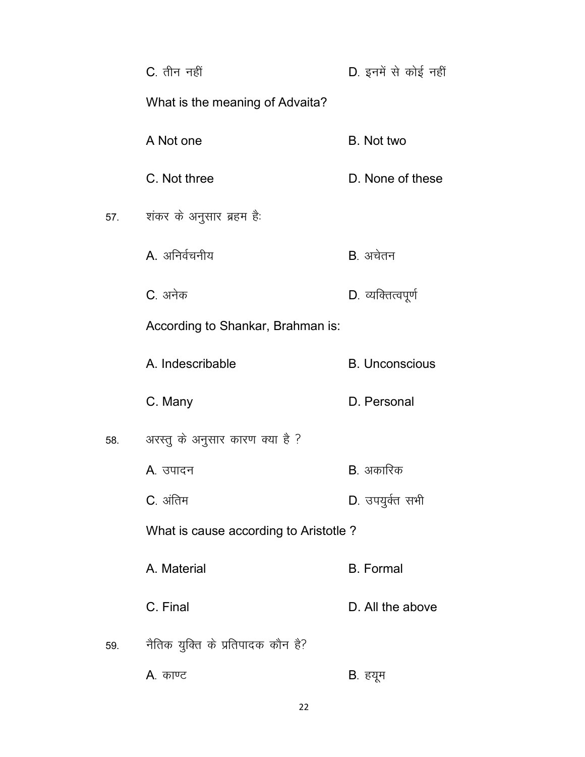C. तीन नहीं D. इनमें से कोई नहीं

What is the meaning of Advaita?

A Not one B. Not two

C. Not three D. None of these

57. शंकर के अनुसार ब्रहम हैः

A. अनिर्वचनीय B. अचेतन

C. अनेक D. व्यक्तित्वपूर्ण

According to Shankar, Brahman is:

A. Indescribable B. Unconscious

C. Many D. Personal

58. अरस्तु के अनुसार कारण क्या है ?

A. उपादन B. अकारिक

C. अंतिम D. उपयुर्क्त सभी

What is cause according to Aristotle ?

A. Material B. Formal

C. Final D. All the above

59. नैतिक युक्ति के प्रतिपादक कौन है?

A. काण्ट B. हयूम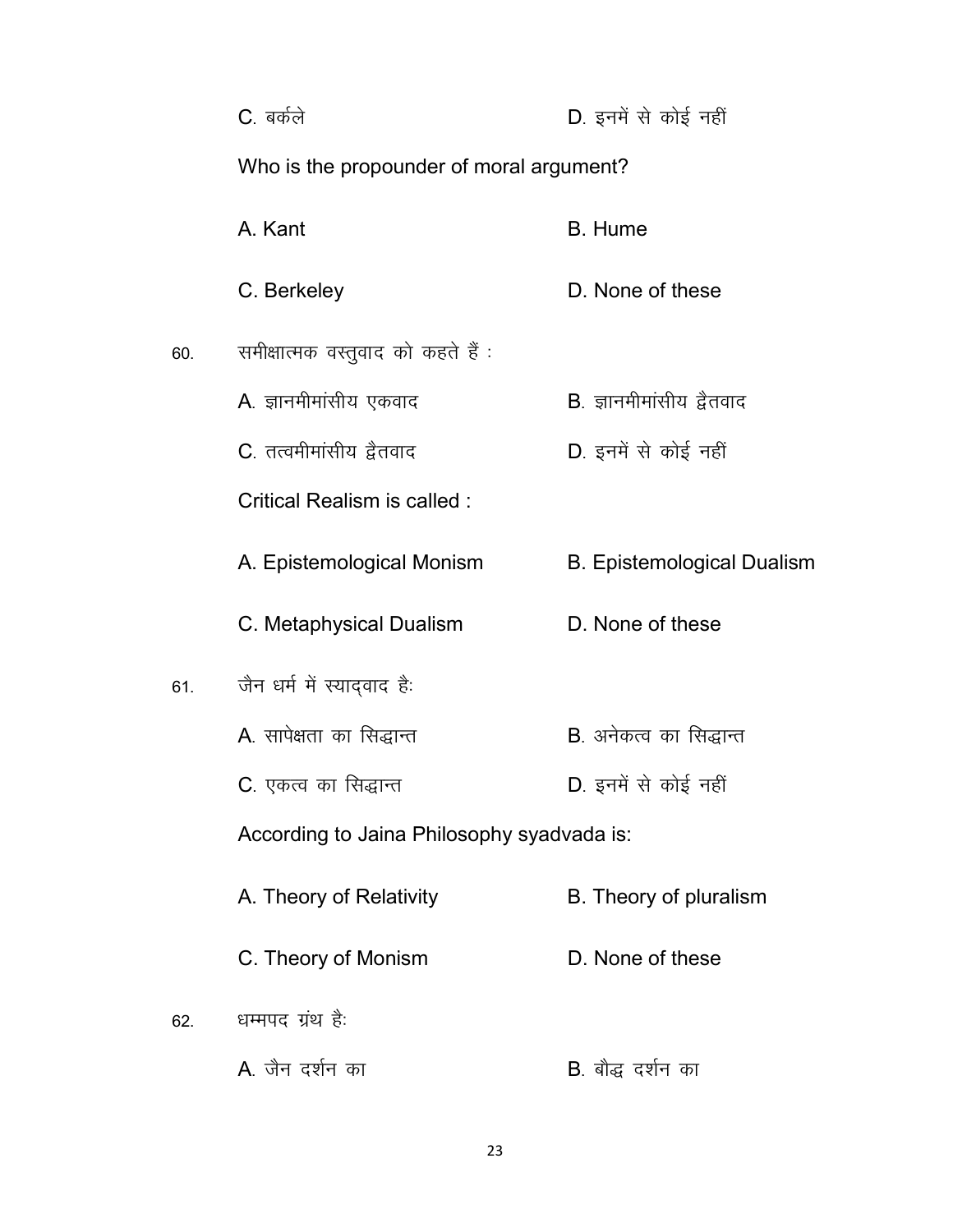C. बर्कले D. इनमें से कोई नहीं

Who is the propounder of moral argument?

A. Kant B. Hume

C. Berkeley D. None of these

60. समीक्षात्मक वस्तुवाद को कहते हैं :

A. ज्ञानमीमांसीय एकवाद B. ज्ञानमीमांसीय द्वैतवाद

C. तत्वमीमांसीय द्वैतवाद D. इनमें से कोई नहीं

Critical Realism is called :

A. Epistemological Monism B. Epistemological Dualism

C. Metaphysical Dualism D. None of these

61. जैन धर्म में स्याद्वाद है:

A. सापेक्षता का सिद्धान्त B. अनेकत्व का सिद्धान्त

C. एकत्व का सिद्धान्त D. इनमें से कोई नहीं

According to Jaina Philosophy syadvada is:

A. Theory of Relativity B. Theory of pluralism

C. Theory of Monism D. None of these

62. धम्मपद ग्रंथ है:

A. जैन दर्शन का B. बौद्ध दर्शन का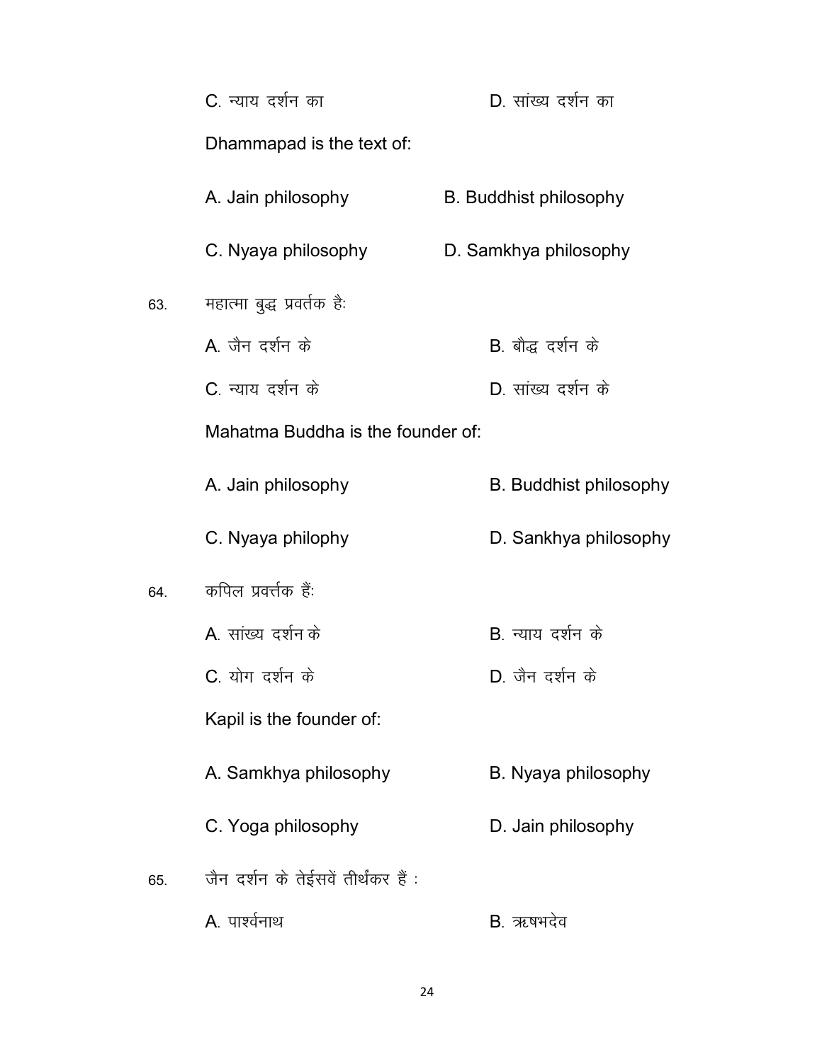C. न्याय दर्शन का D. सांख्य दर्शन का

Dhammapad is the text of:

A. Jain philosophy B. Buddhist philosophy

C. Nyaya philosophy D. Samkhya philosophy

63. महात्मा बुद्ध प्रवर्तक हैः

A. जैन दर्शन के B. बौद्ध दर्शन के

C. न्याय दर्शन के D. सांख्य दर्शन के

Mahatma Buddha is the founder of:

A. Jain philosophy B. Buddhist philosophy

C. Nyaya philophy D. Sankhya philosophy

64. कपिल प्रवर्त्तक हैंः

A. सांख्य दर्शन के B. न्याय दर्शन के

C. योग दर्शन के D. जैन दर्शन के

Kapil is the founder of:

A. Samkhya philosophy B. Nyaya philosophy

C. Yoga philosophy D. Jain philosophy

65. जैन दर्शन के तेईसवें तीर्थंकर हैं :

A. पार्श्वनाथ B. ऋषभदेव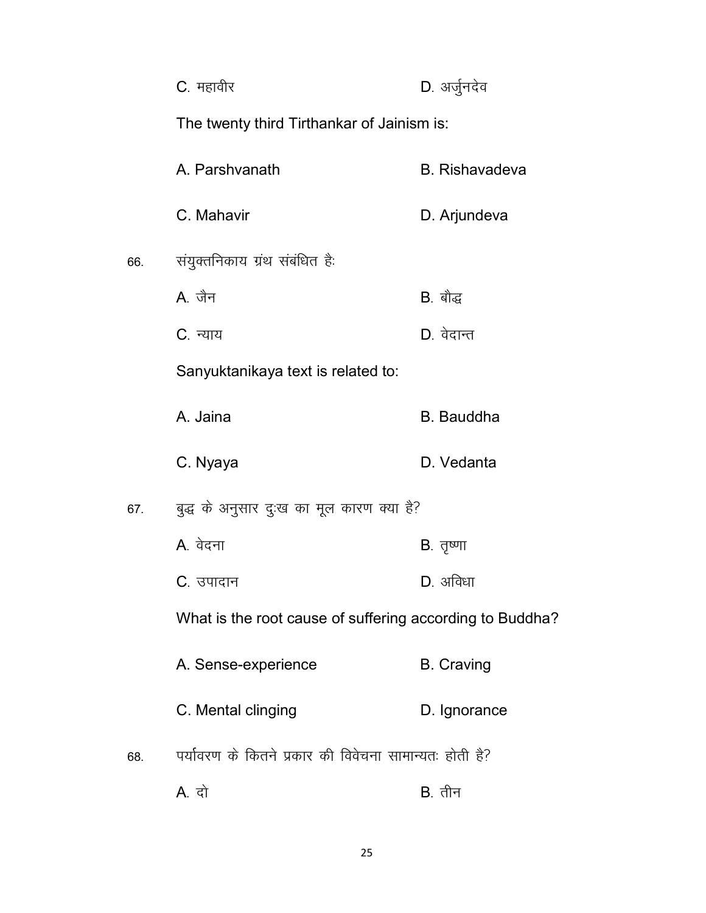C. महावीर D. अर्जुनदेव

The twenty third Tirthankar of Jainism is:

A. Parshvanath B. Rishavadeva

C. Mahavir D. Arjundeva

66. संयुक्तनिकाय ग्रंथ संबंधित हैः

A. जैन B. बौद्ध

C. न्याय D. वेदान्त

Sanyuktanikaya text is related to:

A. Jaina B. Bauddha

C. Nyaya D. Vedanta

67. बुद्ध के अनुसार दुःख का मूल कारण क्या है?

A. वेदना B. तृष्णा

C. उपादान D. अविधा

What is the root cause of suffering according to Buddha?

A. Sense-experience B. Craving

C. Mental clinging D. Ignorance

68. पर्यावरण के कितने प्रकार की विवेचना सामान्यतः होती है?

A. दो B. तीन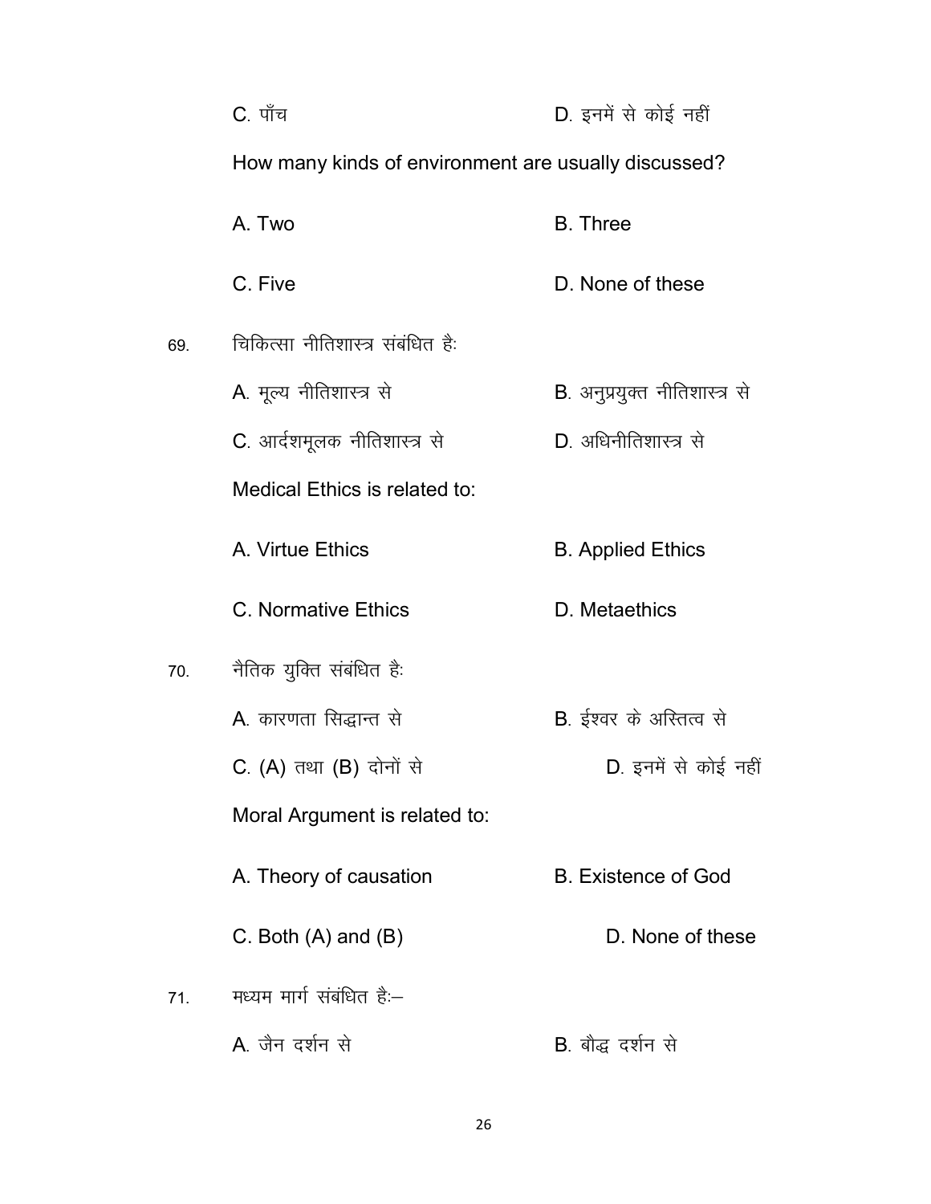C. पाँच D. इनमें से कोई नहीं

How many kinds of environment are usually discussed?

A. Two B. Three

C. Five D. None of these

69. चिकित्सा नीतिशास्त्र संबंधित हैः

A. मूल्य नीतिशास्त्र से B. अनुप्रयुक्त नीतिशास्त्र से

C. आदर्शमूलक नीतिशास्त्र से D. अधिनीतिशास्त्र से

Medical Ethics is related to:

A. Virtue Ethics B. Applied Ethics

C. Normative Ethics D. Metaethics

70. नैतिक युक्ति संबंधित हैः

A. कारणता सिद्धान्त से B. ईश्वर के अस्तित्व से

C. (A) तथा (B) दोनों से D. इनमें से कोई नहीं

Moral Argument is related to:

A. Theory of causation B. Existence of God

C. Both (A) and (B) D. None of these

71. मध्यम मार्ग संबंधित हैः–

A. जैन दर्शन से B. बौद्ध दर्शन से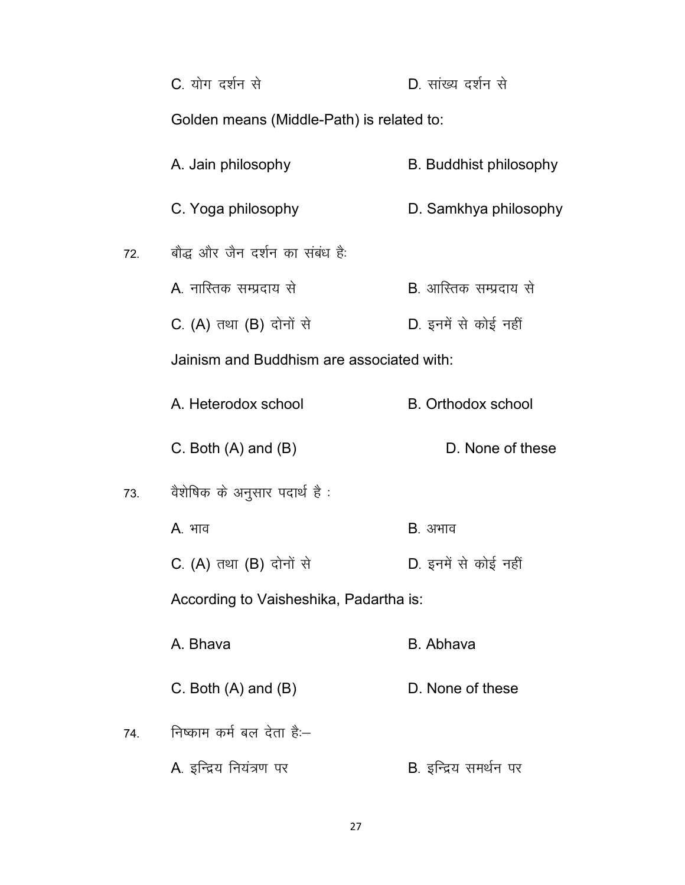C. योग दर्शन से　　　　D. सांख्य दर्शन से

Golden means (Middle-Path) is related to:

A. Jain philosophy　　　　B. Buddhist philosophy

C. Yoga philosophy　　　　D. Samkhya philosophy

72. बौद्ध और जैन दर्शन का संबंध है:

A. नास्तिक सम्प्रदाय से　　　　B. आस्तिक सम्प्रदाय से

C. (A) तथा (B) दोनों से　　　　D. इनमें से कोई नहीं

Jainism and Buddhism are associated with:

A. Heterodox school　　　　B. Orthodox school

C. Both (A) and (B)　　　　D. None of these

73. वैशेषिक के अनुसार पदार्थ है :

A. भाव　　　　B. अभाव

C. (A) तथा (B) दोनों से　　　　D. इनमें से कोई नहीं

According to Vaisheshika, Padartha is:

A. Bhava　　　　B. Abhava

C. Both (A) and (B)　　　　D. None of these

74. निष्काम कर्म बल देता है:–

A. इन्द्रिय नियंत्रण पर　　　　B. इन्द्रिय समर्थन पर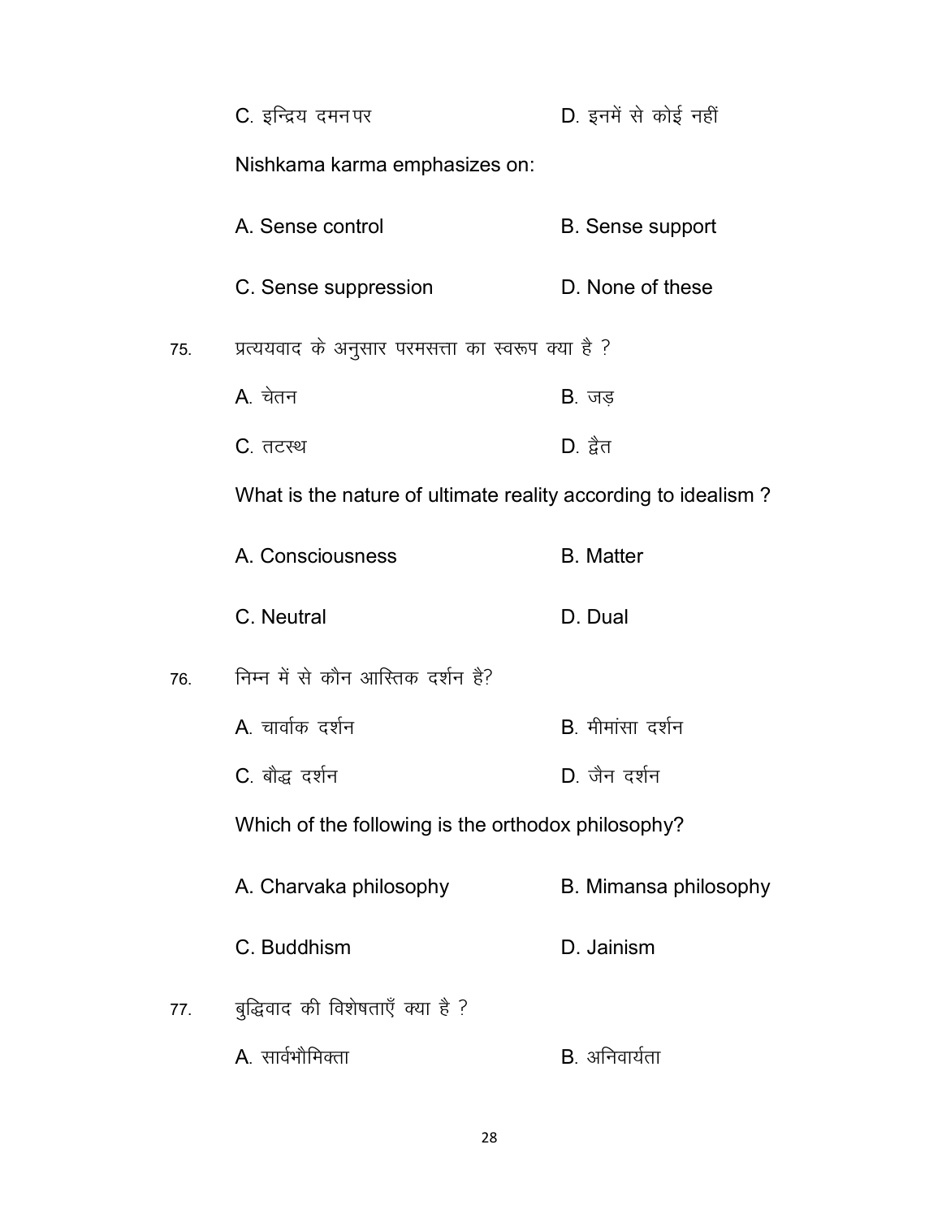C. इन्द्रिय दमनपर D. इनमें से कोई नहीं

Nishkama karma emphasizes on:

A. Sense control B. Sense support

C. Sense suppression D. None of these

75. प्रत्ययवाद के अनुसार परमसत्ता का स्वरूप क्या है ?

A. चेतन B. जड़

C. तटस्थ D. द्वैत

What is the nature of ultimate reality according to idealism ?

A. Consciousness B. Matter

C. Neutral D. Dual

76. निम्न में से कौन आस्तिक दर्शन है?

A. चार्वाक दर्शन B. मीमांसा दर्शन

C. बौद्ध दर्शन D. जैन दर्शन

Which of the following is the orthodox philosophy?

A. Charvaka philosophy B. Mimansa philosophy

C. Buddhism D. Jainism

77. बुद्धिवाद की विशेषताएँ क्या है ?

A. सार्वभौमिक्ता B. अनिवार्यता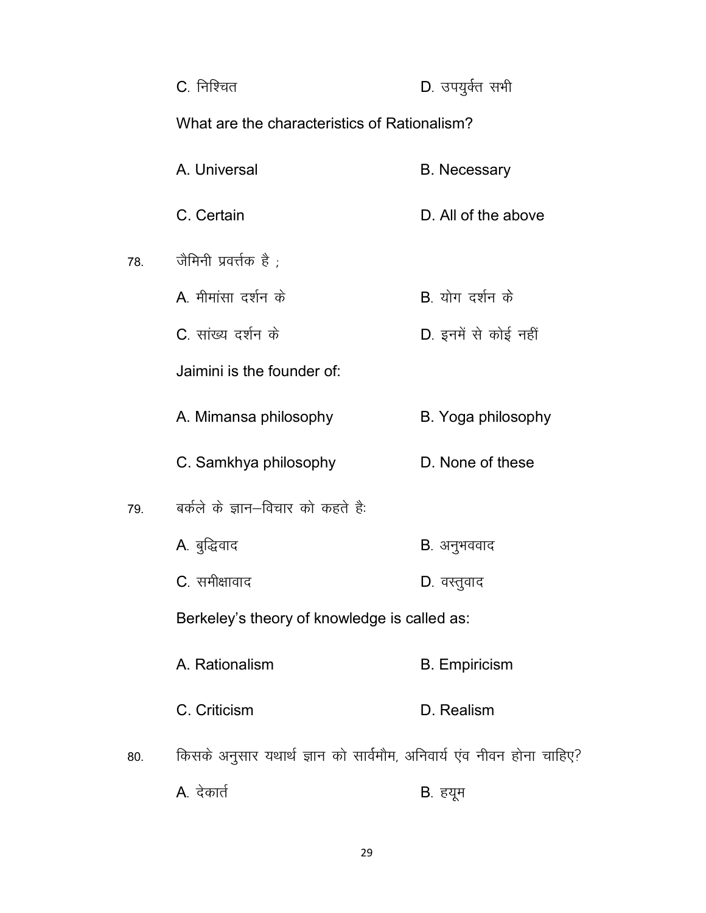C. निश्चित D. उपयुर्क्त सभी

What are the characteristics of Rationalism?

A. Universal B. Necessary

C. Certain D. All of the above

78. जैमिनी प्रवर्त्तक है ;

A. मीमांसा दर्शन के B. योग दर्शन के

C. सांख्य दर्शन के D. इनमें से कोई नहीं

Jaimini is the founder of:

A. Mimansa philosophy B. Yoga philosophy

C. Samkhya philosophy D. None of these

79. बर्कले के ज्ञान–विचार को कहते हैः

A. बुद्धिवाद B. अनुभववाद

C. समीक्षावाद D. वस्तुवाद

Berkeley's theory of knowledge is called as:

A. Rationalism B. Empiricism

C. Criticism D. Realism

80. किसके अनुसार यथार्थ ज्ञान को सार्वमौम, अनिवार्य एंव नीवन होना चाहिए?

A. देकार्त B. हयूम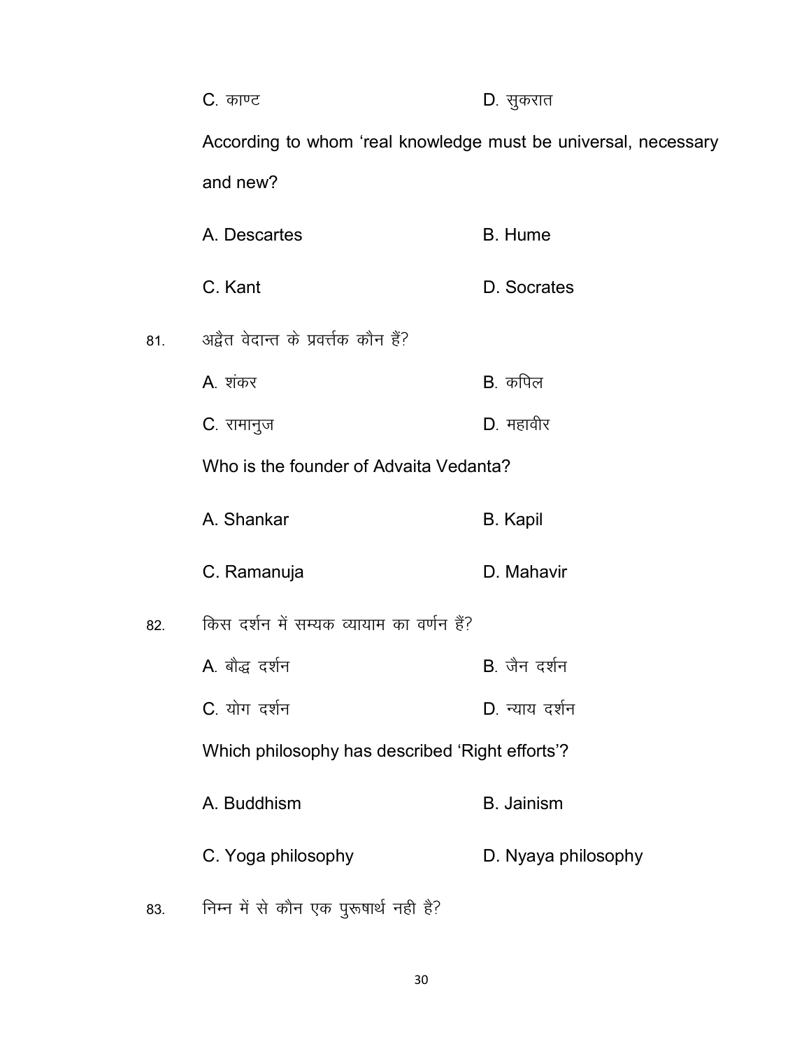C. काण्ट D. सुकरात

According to whom 'real knowledge must be universal, necessary and new?

A. Descartes B. Hume

C. Kant D. Socrates

81. अद्वैत वेदान्त के प्रवर्त्तक कौन हैं?

A. शंकर B. कपिल

C. रामानुज D. महावीर

Who is the founder of Advaita Vedanta?

A. Shankar B. Kapil

C. Ramanuja D. Mahavir

82. किस दर्शन में सम्यक व्यायाम का वर्णन हैं?

A. बौद्ध दर्शन B. जैन दर्शन

C. योग दर्शन D. न्याय दर्शन

Which philosophy has described 'Right efforts'?

A. Buddhism B. Jainism

C. Yoga philosophy D. Nyaya philosophy

83. निम्न में से कौन एक पुरूषार्थ नही है?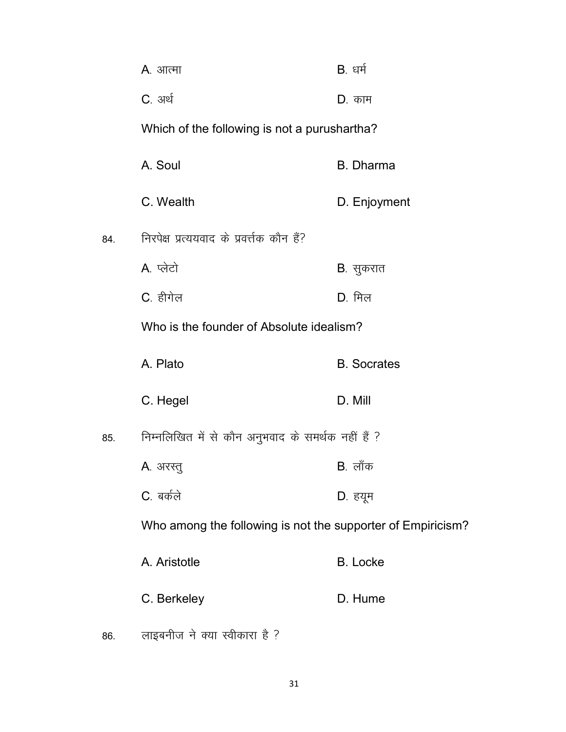A. आत्मा B. धर्म

C. अर्थ D. काम

Which of the following is not a purushartha?

A. Soul B. Dharma

C. Wealth D. Enjoyment

84. निरपेक्ष प्रत्ययवाद के प्रवर्त्तक कौन हैं?

A. प्लेटो B. सुकरात

C. हीगेल D. मिल

Who is the founder of Absolute idealism?

A. Plato B. Socrates

C. Hegel D. Mill

85. निम्नलिखित में से कौन अनुभववाद के समर्थक नहीं हैं ?

A. अरस्तु B. लॉक

C. बर्कले D. ह्यूम

Who among the following is not the supporter of Empiricism?

A. Aristotle B. Locke

C. Berkeley D. Hume

86. लाइबनीज ने क्या स्वीकारा है ?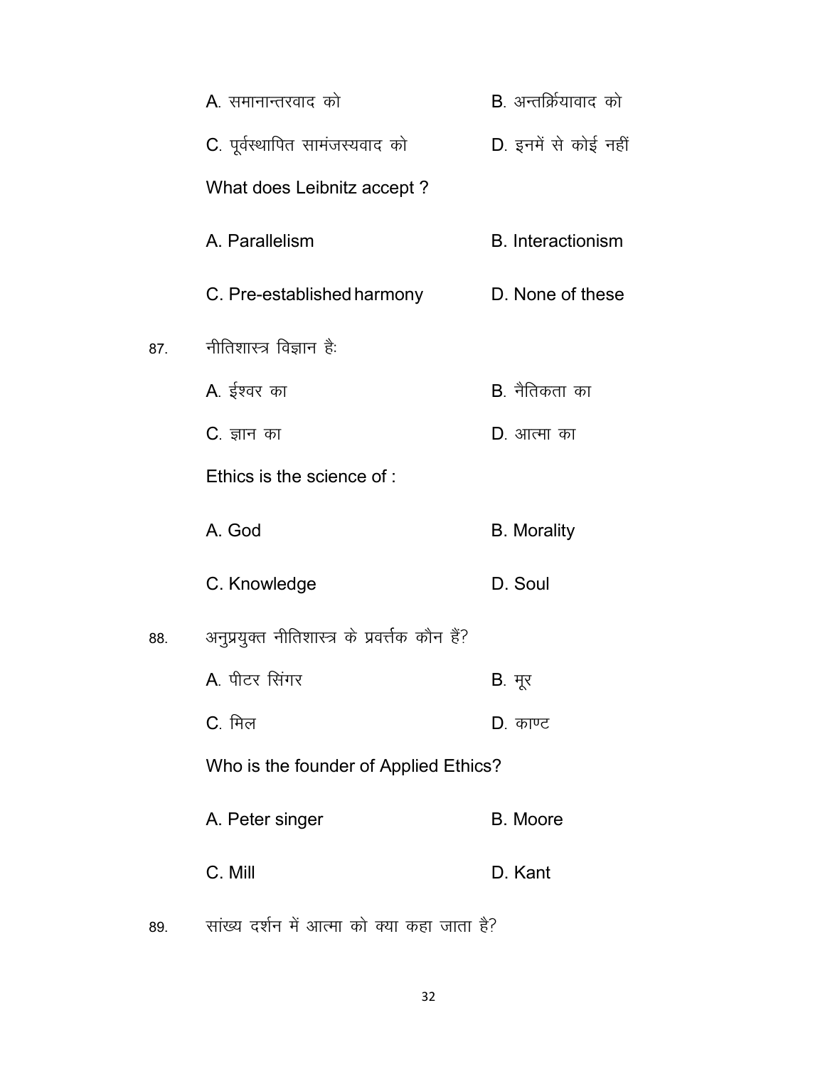A. समानान्तरवाद को B. अन्तर्क्रियावाद को

C. पूर्वस्थापित सामंजस्यवाद को D. इनमें से कोई नहीं

What does Leibnitz accept ?

A. Parallelism B. Interactionism

C. Pre-established harmony D. None of these

87. नीतिशास्त्र विज्ञान हैः

A. ईश्वर का B. नैतिकता का

C. ज्ञान का D. आत्मा का

Ethics is the science of :

A. God B. Morality

C. Knowledge D. Soul

88. अनुप्रयुक्त नीतिशास्त्र के प्रवर्त्तक कौन हैं?

A. पीटर सिंगर B. मूर

C. मिल D. काण्ट

Who is the founder of Applied Ethics?

A. Peter singer B. Moore

C. Mill D. Kant

89. सांख्य दर्शन में आत्मा को क्या कहा जाता है?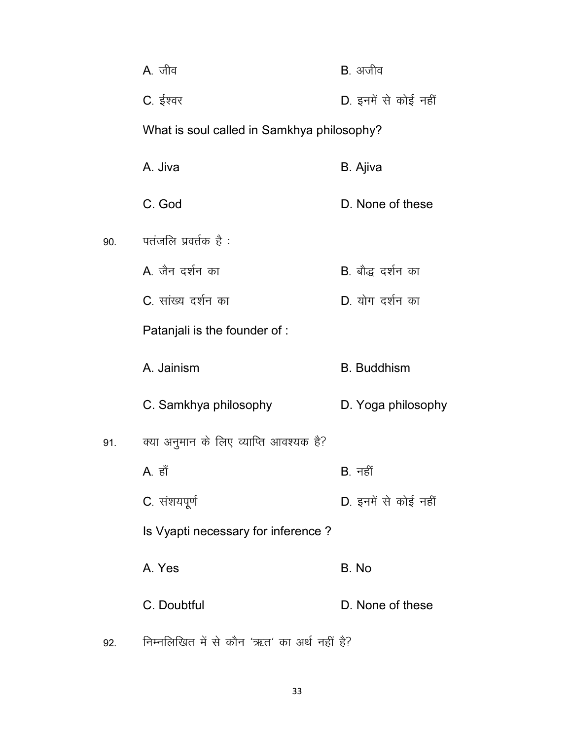A. जीव B. अजीव

C. ईश्वर D. इनमें से कोई नहीं

What is soul called in Samkhya philosophy?

A. Jiva B. Ajiva

C. God D. None of these

90. पतंजलि प्रवर्तक है :

A. जैन दर्शन का B. बौद्ध दर्शन का

C. सांख्य दर्शन का D. योग दर्शन का

Patanjali is the founder of :

A. Jainism B. Buddhism

C. Samkhya philosophy D. Yoga philosophy

91. क्या अनुमान के लिए व्याप्ति आवश्यक है?

A. हाँ B. नहीं

C. संशयपूर्ण D. इनमें से कोई नहीं

Is Vyapti necessary for inference ?

A. Yes B. No

C. Doubtful D. None of these

92. निम्नलिखित में से कौन 'ऋत' का अर्थ नहीं है?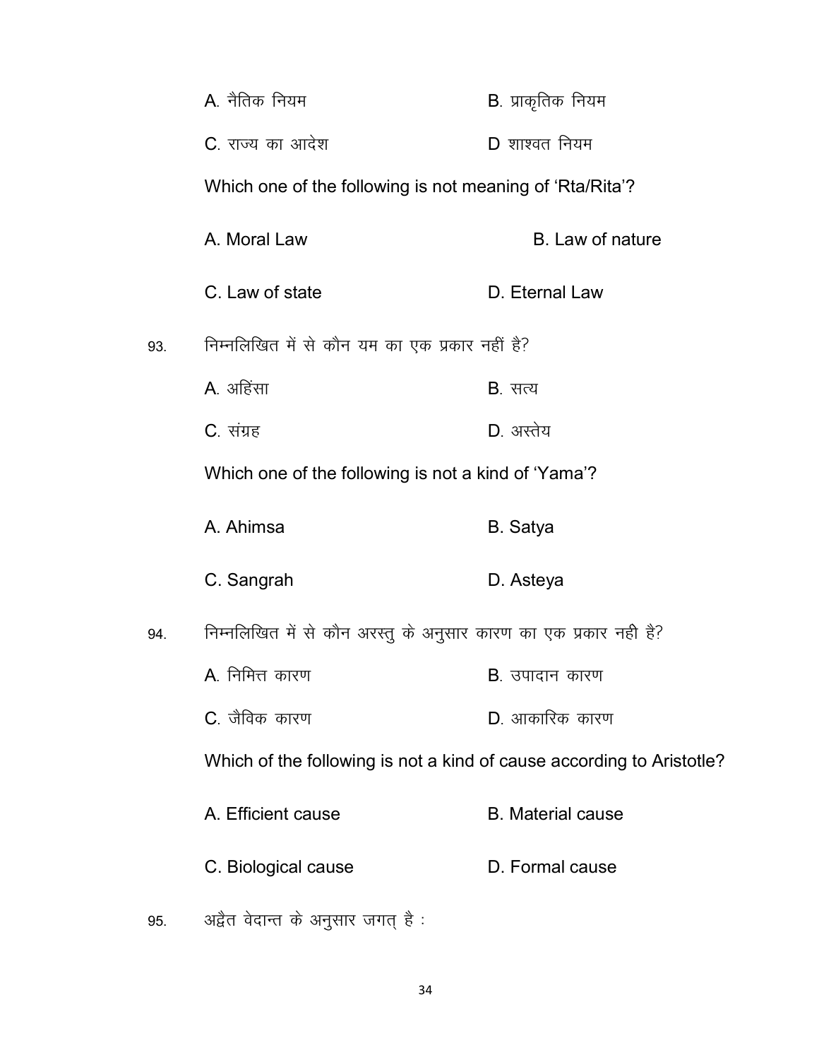A. नैतिक नियम B. प्राकृतिक नियम

C. राज्य का आदेश D शाश्वत नियम

Which one of the following is not meaning of 'Rta/Rita'?

A. Moral Law B. Law of nature

C. Law of state D. Eternal Law

93. निम्नलिखित में से कौन यम का एक प्रकार नहीं है?

A. अहिंसा B. सत्य

C. संग्रह D. अस्तेय

Which one of the following is not a kind of 'Yama'?

A. Ahimsa B. Satya

C. Sangrah D. Asteya

94. निम्नलिखित में से कौन अरस्तु के अनुसार कारण का एक प्रकार नही है?

A. निमित्त कारण B. उपादान कारण

C. जैविक कारण D. आकारिक कारण

Which of the following is not a kind of cause according to Aristotle?

A. Efficient cause B. Material cause

C. Biological cause D. Formal cause

95. अद्वैत वेदान्त के अनुसार जगत् है :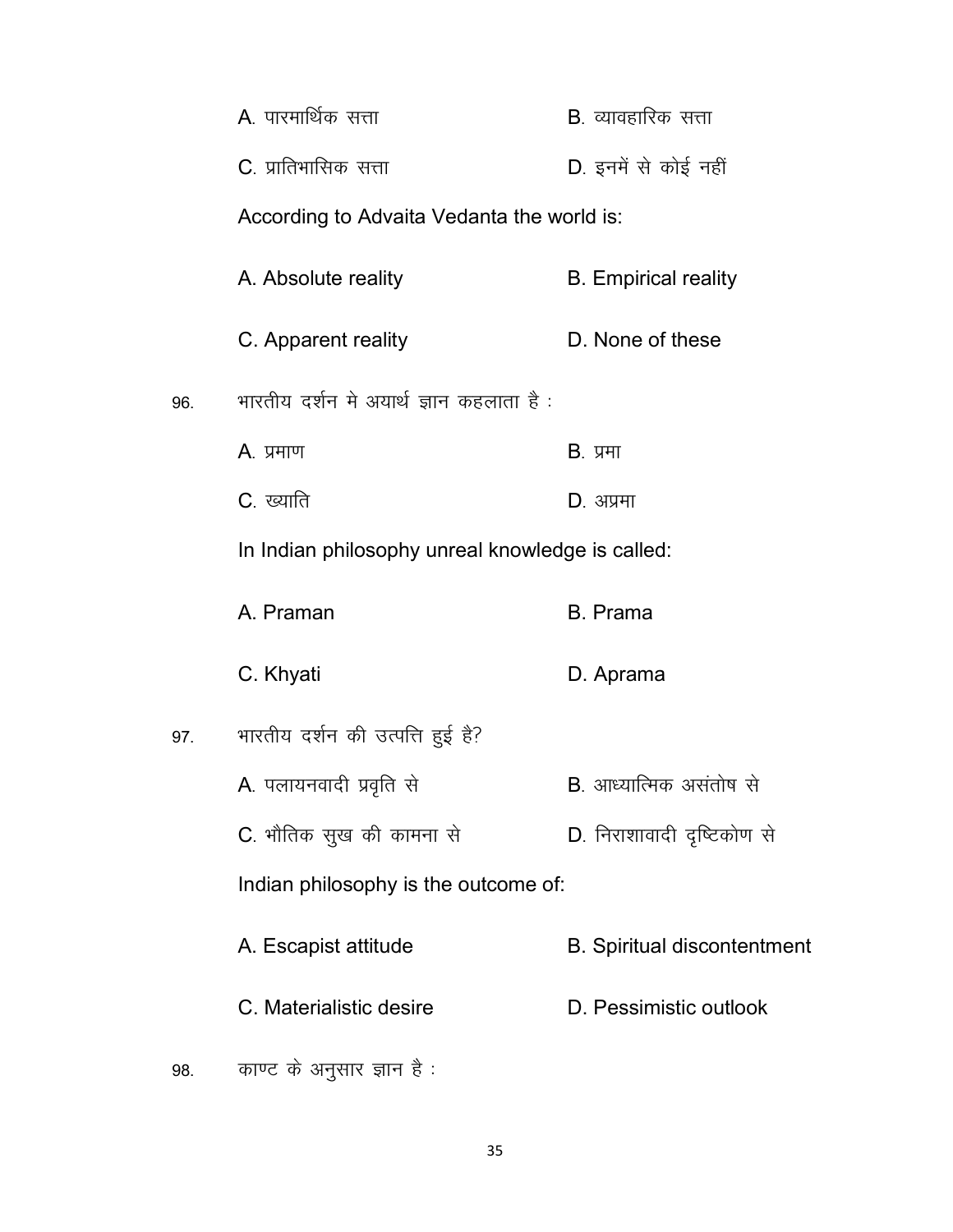A. पारमार्थिक सत्ता B. व्यावहारिक सत्ता

C. प्रातिभासिक सत्ता D. इनमें से कोई नहीं

According to Advaita Vedanta the world is:

A. Absolute reality B. Empirical reality

C. Apparent reality D. None of these

96. भारतीय दर्शन मे अयार्थ ज्ञान कहलाता है :

A. प्रमाण B. प्रमा

C. ख्याति D. अप्रमा

In Indian philosophy unreal knowledge is called:

A. Praman B. Prama

C. Khyati D. Aprama

97. भारतीय दर्शन की उत्पत्ति हुई है?

A. पलायनवादी प्रवृति से B. आध्यात्मिक असंतोष से

C. भौतिक सुख की कामना से D. निराशावादी दृष्टिकोण से

Indian philosophy is the outcome of:

A. Escapist attitude B. Spiritual discontentment

C. Materialistic desire D. Pessimistic outlook

98. काण्ट के अनुसार ज्ञान है :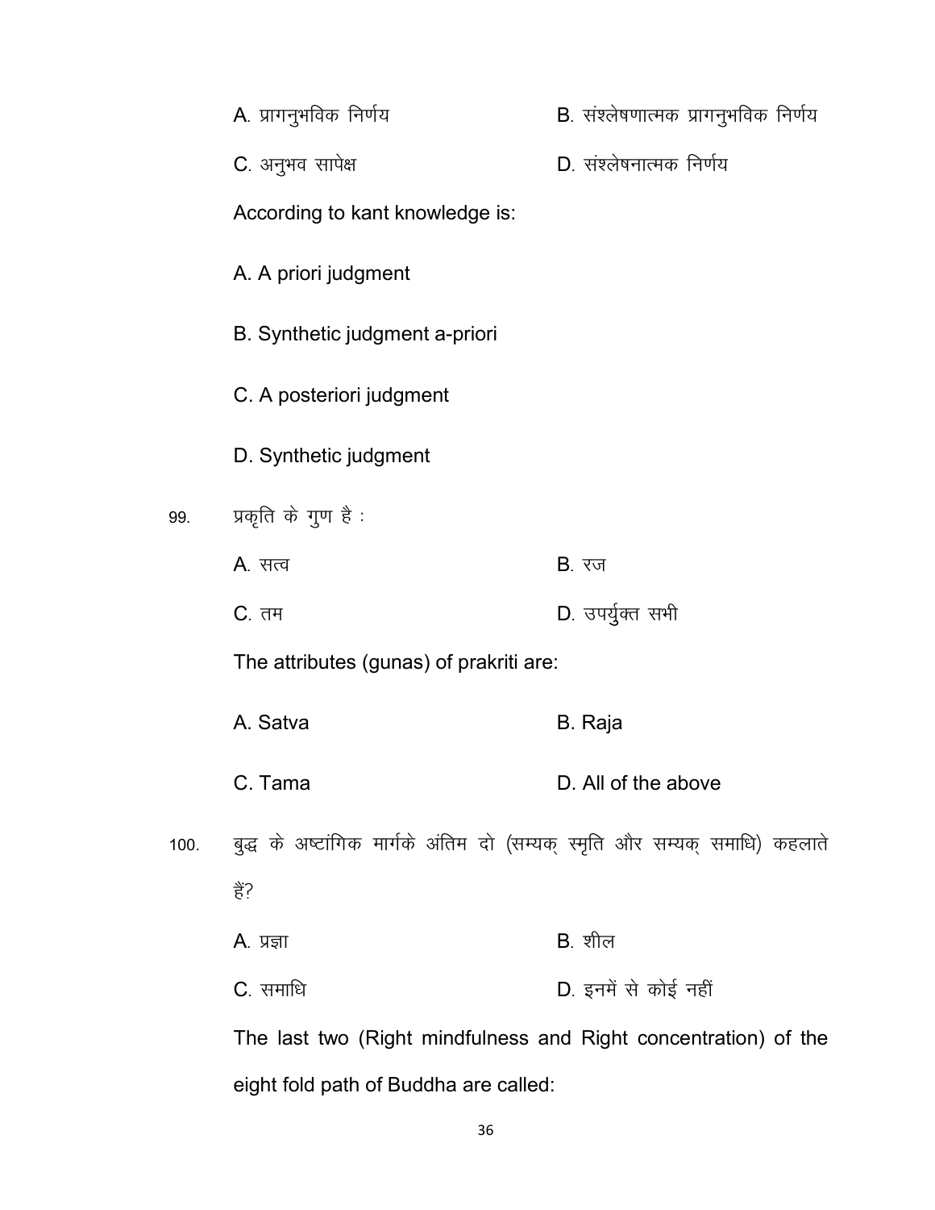A. प्रागनुभविक निर्णय B. संश्लेषणात्मक प्रागनुभविक निर्णय

C. अनुभव सापेक्ष D. संश्लेषनात्मक निर्णय

According to kant knowledge is:

A. A priori judgment

B. Synthetic judgment a-priori

C. A posteriori judgment

D. Synthetic judgment

99. प्रकृति के गुण है :

A. सत्व B. रज

C. तम D. उपर्युक्त सभी

The attributes (gunas) of prakriti are:

A. Satva B. Raja

C. Tama D. All of the above

100. बुद्ध के अष्टांगिक मार्गके अंतिम दो (सम्यक् स्मृति और सम्यक् समाधि) कहलाते हैं?

A. प्रज्ञा B. शील

C. समाधि D. इनमें से कोई नहीं

The last two (Right mindfulness and Right concentration) of the eight fold path of Buddha are called: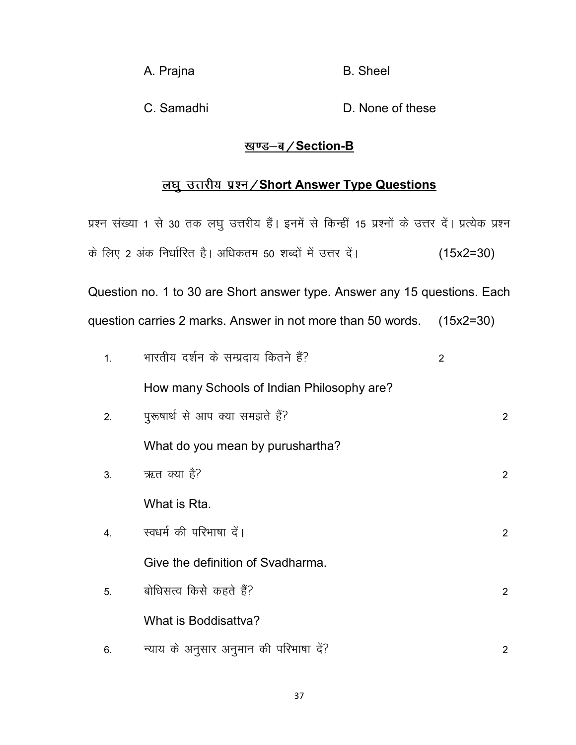A. Prajna                B. Sheel

C. Samadhi               D. None of these

## खण्ड–ब / Section-B

## लघु उत्तरीय प्रश्न / Short Answer Type Questions

प्रश्न संख्या 1 से 30 तक लघु उत्तरीय हैं। इनमें से किन्हीं 15 प्रश्नों के उत्तर दें। प्रत्येक प्रश्न के लिए 2 अंक निर्धारित है। अधिकतम 50 शब्दों में उत्तर दें। (15x2=30)

Question no. 1 to 30 are Short answer type. Answer any 15 questions. Each question carries 2 marks. Answer in not more than 50 words. (15x2=30)

1. भारतीय दर्शन के सम्प्रदाय कितने हैं? 2

   How many Schools of Indian Philosophy are?

2. पुरूषार्थ से आप क्या समझते हैं? 2

   What do you mean by purushartha?

3. ऋत क्या है? 2

   What is Rta.

4. स्वधर्म की परिभाषा दें। 2

   Give the definition of Svadharma.

5. बोधिसत्व किसे कहते हैं? 2

   What is Boddisattva?

6. न्याय के अनुसार अनुमान की परिभाषा दें? 2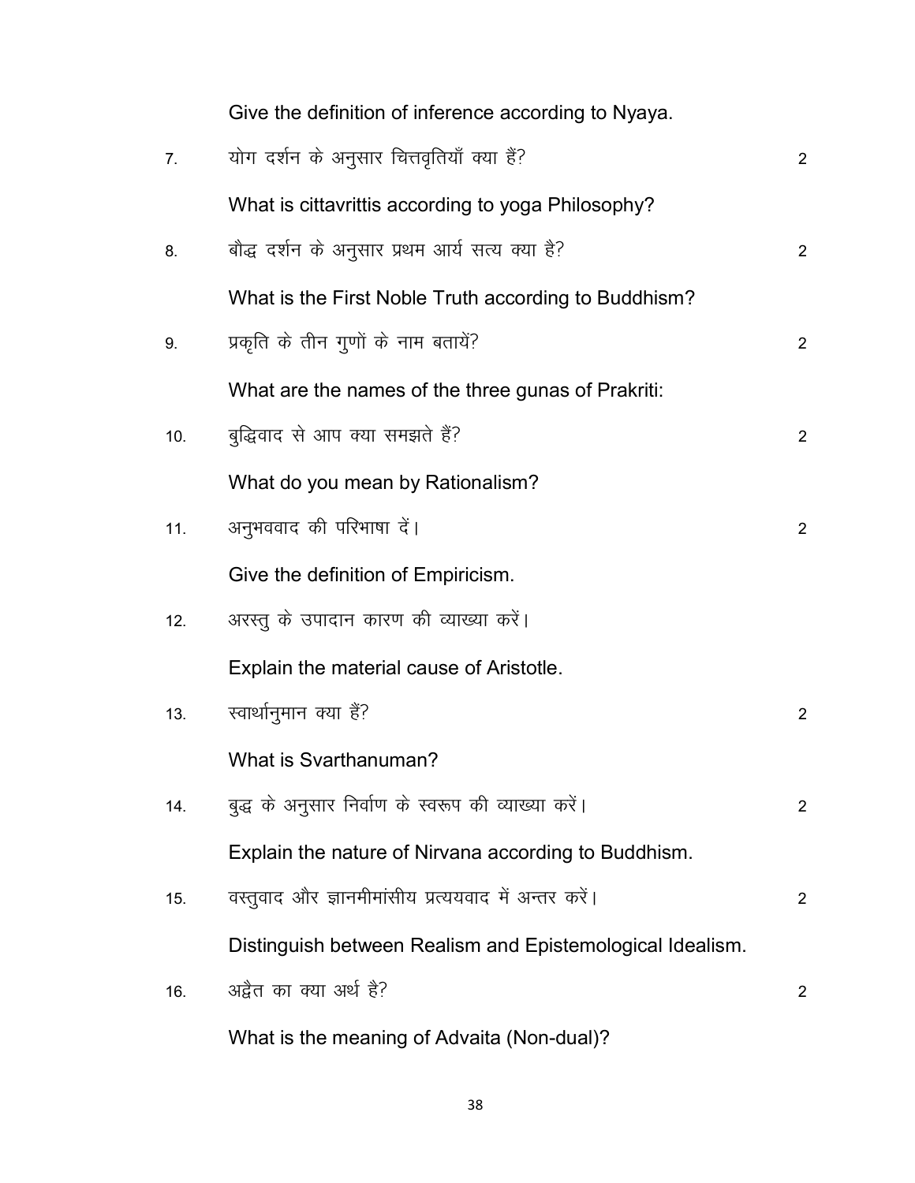Give the definition of inference according to Nyaya.

7. योग दर्शन के अनुसार चित्तवृतियाँ क्या हैं? 2

   What is cittavrittis according to yoga Philosophy?

8. बौद्ध दर्शन के अनुसार प्रथम आर्य सत्य क्या है? 2

   What is the First Noble Truth according to Buddhism?

9. प्रकृति के तीन गुणों के नाम बतायें? 2

   What are the names of the three gunas of Prakriti:

10. बुद्धिवाद से आप क्या समझते हैं? 2

    What do you mean by Rationalism?

11. अनुभववाद की परिभाषा दें। 2

    Give the definition of Empiricism.

12. अरस्तु के उपादान कारण की व्याख्या करें।

    Explain the material cause of Aristotle.

13. स्वार्थानुमान क्या हैं? 2

    What is Svarthanuman?

14. बुद्ध के अनुसार निर्वाण के स्वरूप की व्याख्या करें। 2

    Explain the nature of Nirvana according to Buddhism.

15. वस्तुवाद और ज्ञानमीमांसीय प्रत्ययवाद में अन्तर करें। 2

    Distinguish between Realism and Epistemological Idealism.

16. अद्वैत का क्या अर्थ है? 2

    What is the meaning of Advaita (Non-dual)?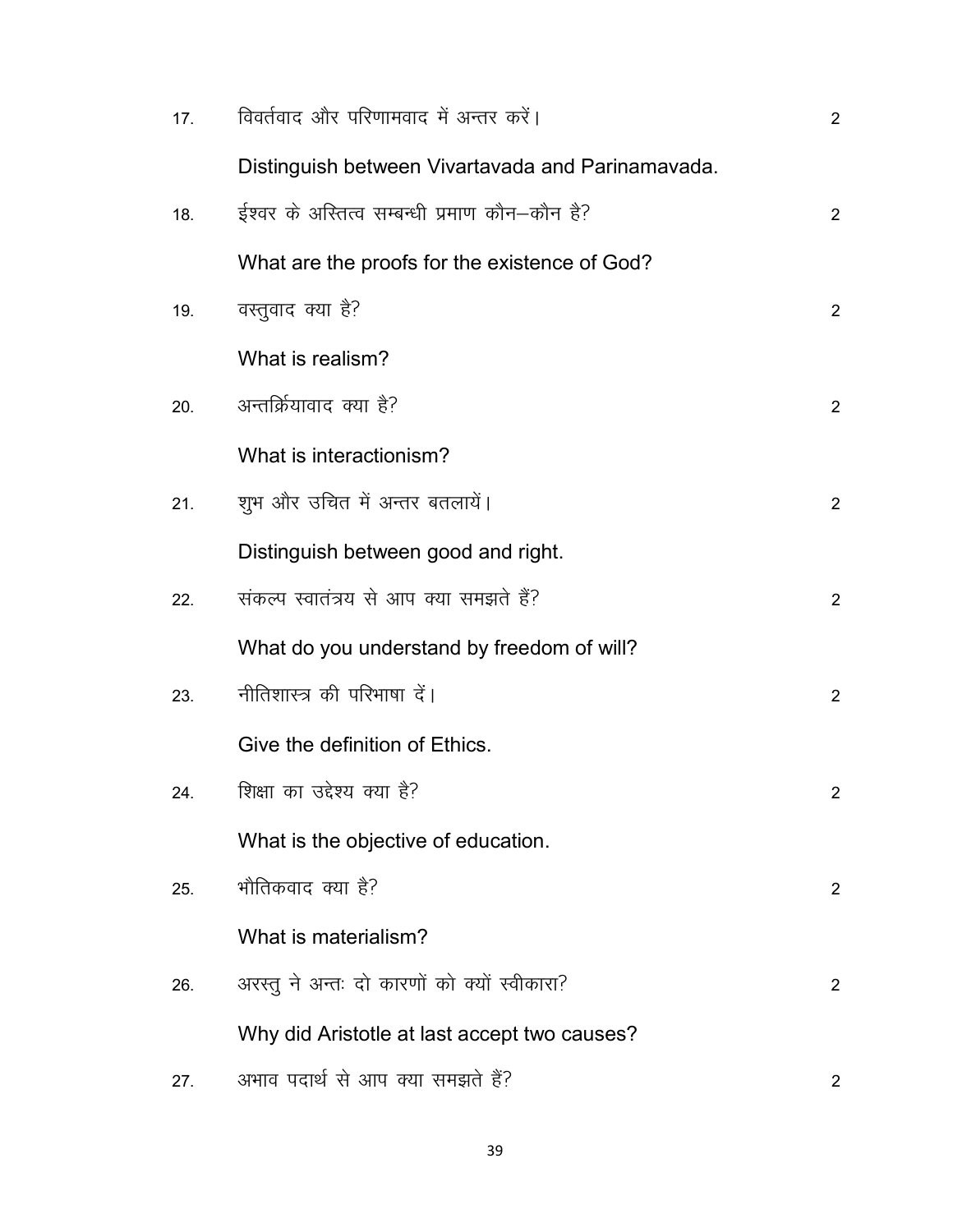17. विवर्तवाद और परिणामवाद में अन्तर करें। 2

Distinguish between Vivartavada and Parinamavada.

18. ईश्वर के अस्तित्व सम्बन्धी प्रमाण कौन–कौन है? 2

What are the proofs for the existence of God?

19. वस्तुवाद क्या है? 2

What is realism?

20. अन्तर्क्रियावाद क्या है? 2

What is interactionism?

21. शुभ और उचित में अन्तर बतलायें। 2

Distinguish between good and right.

22. संकल्प स्वातंत्रय से आप क्या समझते हैं? 2

What do you understand by freedom of will?

23. नीतिशास्त्र की परिभाषा दें। 2

Give the definition of Ethics.

24. शिक्षा का उद्देश्य क्या है? 2

What is the objective of education.

25. भौतिकवाद क्या है? 2

What is materialism?

26. अरस्तु ने अन्तः दो कारणों को क्यों स्वीकारा? 2

Why did Aristotle at last accept two causes?

27. अभाव पदार्थ से आप क्या समझते हैं? 2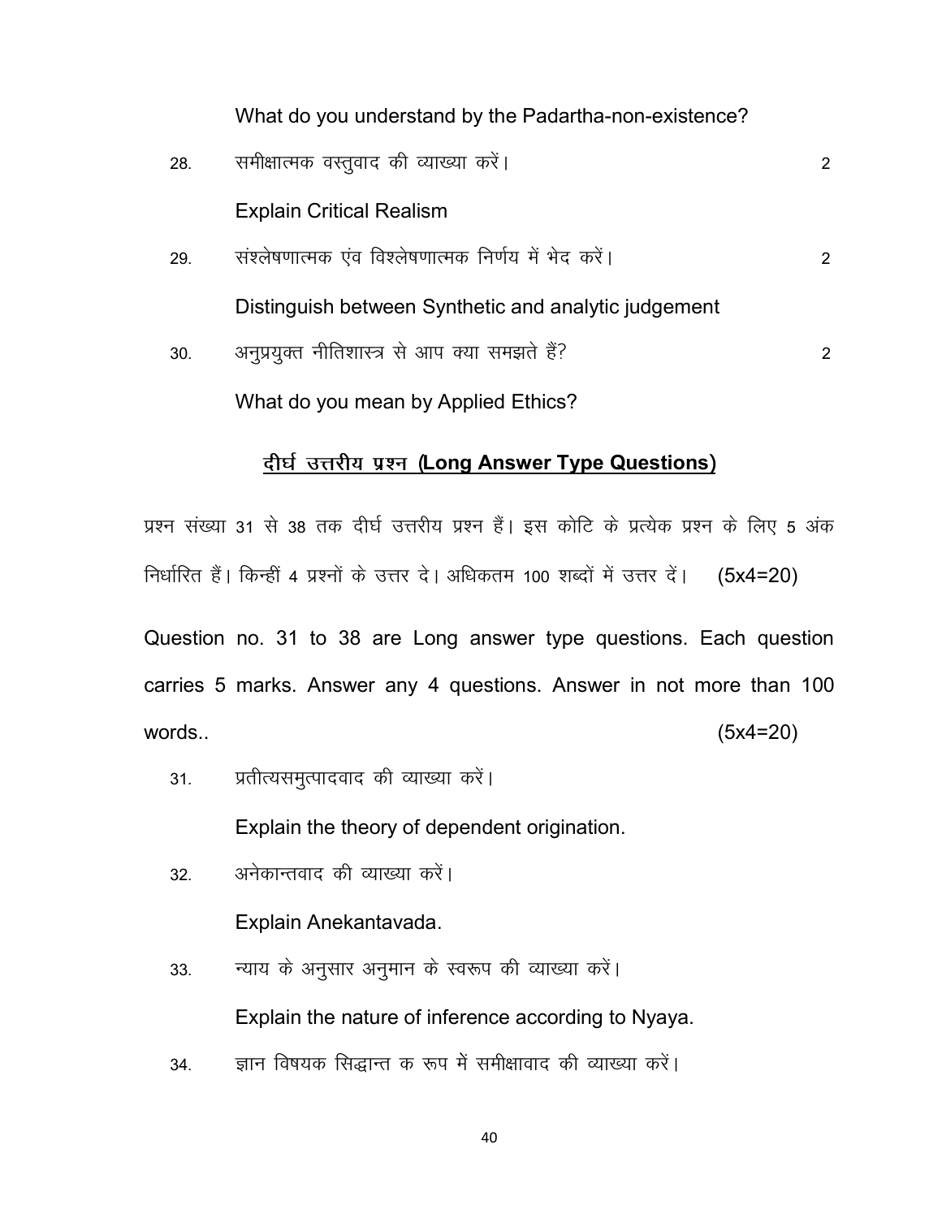What do you understand by the Padartha-non-existence?

28. समीक्षात्मक वस्तुवाद की व्याख्या करें। 2

Explain Critical Realism

29. संश्लेषणात्मक एंव विश्लेषणात्मक निर्णय में भेद करें। 2

Distinguish between Synthetic and analytic judgement

30. अनुप्रयुक्त नीतिशास्त्र से आप क्या समझते हैं? 2

What do you mean by Applied Ethics?

## <u>दीर्घ उत्तरीय प्रश्न (Long Answer Type Questions)</u>

प्रश्न संख्या 31 से 38 तक दीर्घ उत्तरीय प्रश्न हैं। इस कोटि के प्रत्येक प्रश्न के लिए 5 अंक निर्धारित हैं। किन्हीं 4 प्रश्नों के उत्तर दे। अधिकतम 100 शब्दों में उत्तर दें। (5x4=20)

Question no. 31 to 38 are Long answer type questions. Each question carries 5 marks. Answer any 4 questions. Answer in not more than 100 words.. (5x4=20)

31. प्रतीत्यसमुत्पादवाद की व्याख्या करें।

Explain the theory of dependent origination.

32. अनेकान्तवाद की व्याख्या करें।

Explain Anekantavada.

33. न्याय के अनुसार अनुमान के स्वरूप की व्याख्या करें।

Explain the nature of inference according to Nyaya.

34. ज्ञान विषयक सिद्धान्त क रूप में समीक्षावाद की व्याख्या करें।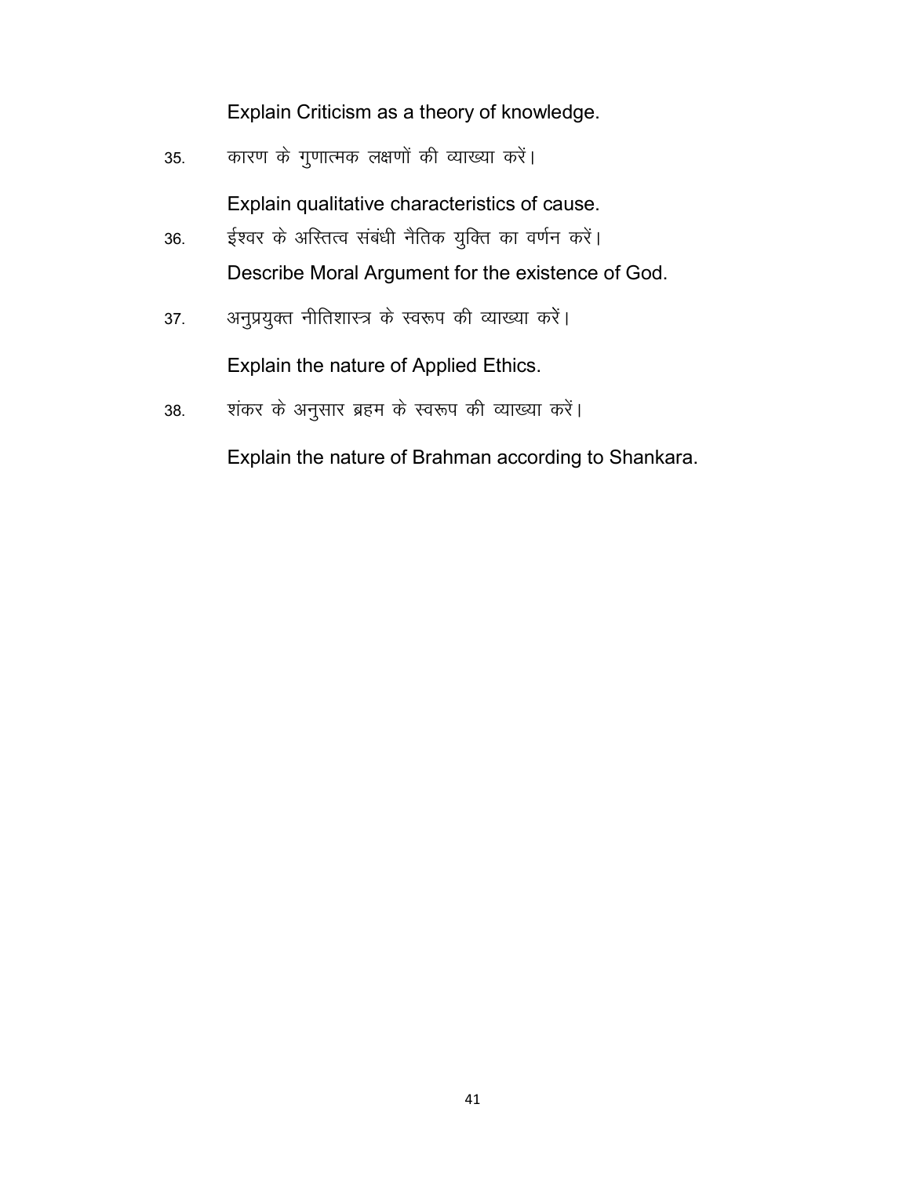Explain Criticism as a theory of knowledge.

35. कारण के गुणात्मक लक्षणों की व्याख्या करें।

    Explain qualitative characteristics of cause.

36. ईश्वर के अस्तित्व संबंधी नैतिक युक्ति का वर्णन करें।

    Describe Moral Argument for the existence of God.

37. अनुप्रयुक्त नीतिशास्त्र के स्वरूप की व्याख्या करें।

    Explain the nature of Applied Ethics.

38. शंकर के अनुसार ब्रहम के स्वरूप की व्याख्या करें।

    Explain the nature of Brahman according to Shankara.